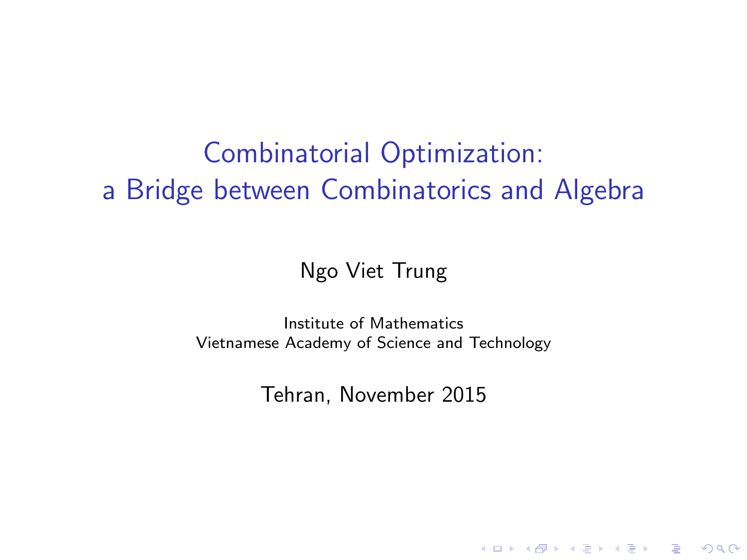# Combinatorial Optimization: a Bridge between Combinatorics and Algebra

Ngo Viet Trung

Institute of Mathematics
Vietnamese Academy of Science and Technology

Tehran, November 2015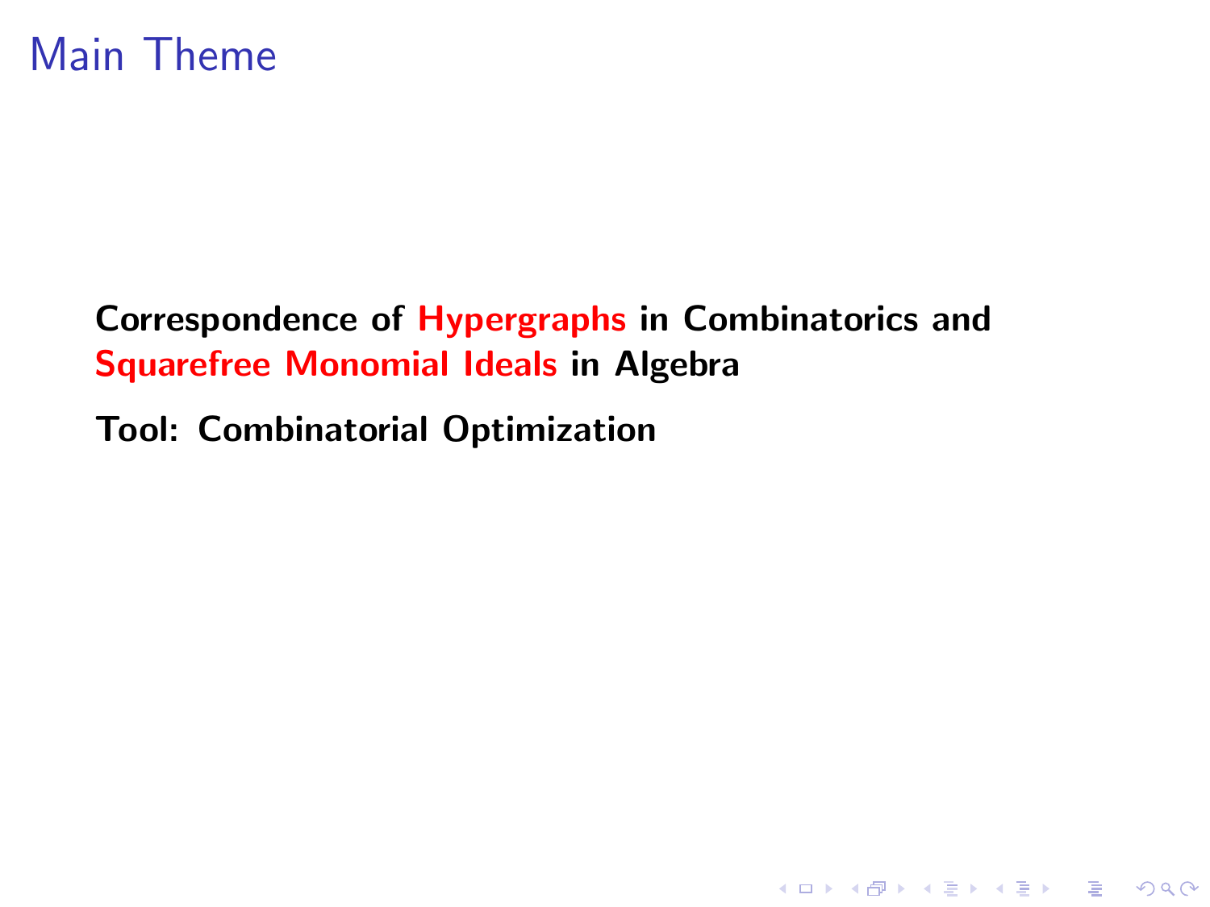# Main Theme

**Correspondence of Hypergraphs in Combinatorics and Squarefree Monomial Ideals in Algebra**

**Tool: Combinatorial Optimization**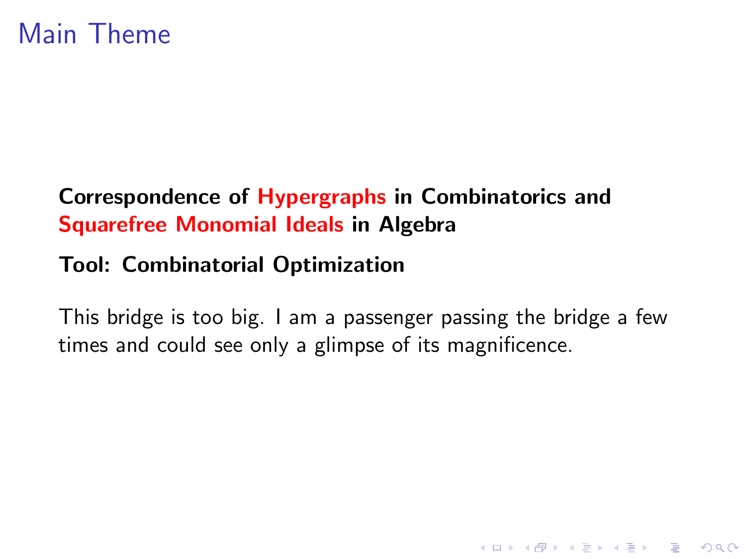# Main Theme

**Correspondence of Hypergraphs in Combinatorics and Squarefree Monomial Ideals in Algebra**

**Tool: Combinatorial Optimization**

This bridge is too big. I am a passenger passing the bridge a few times and could see only a glimpse of its magnificence.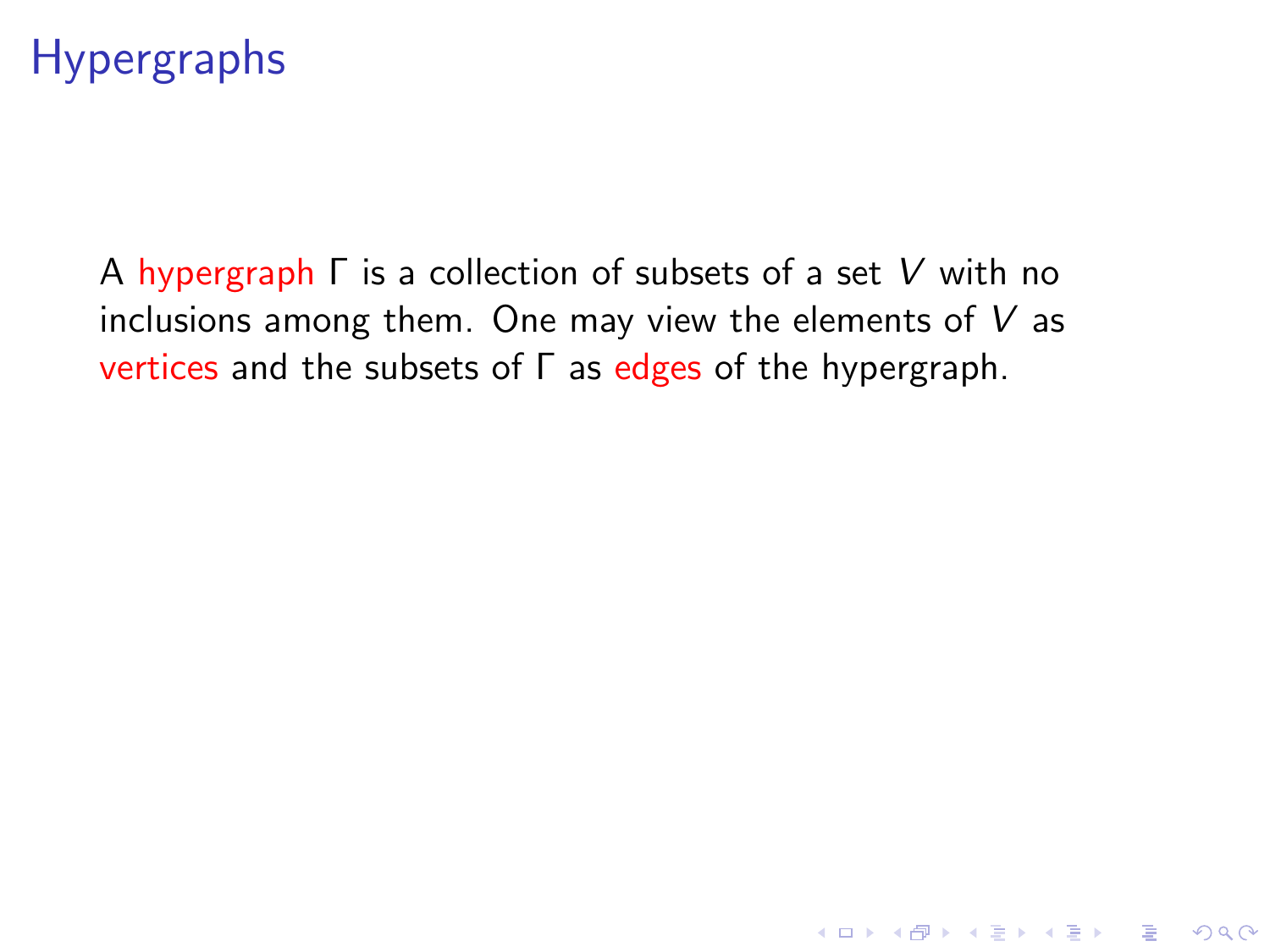# Hypergraphs

A hypergraph $\Gamma$ is a collection of subsets of a set $V$ with no inclusions among them. One may view the elements of $V$ as vertices and the subsets of $\Gamma$ as edges of the hypergraph.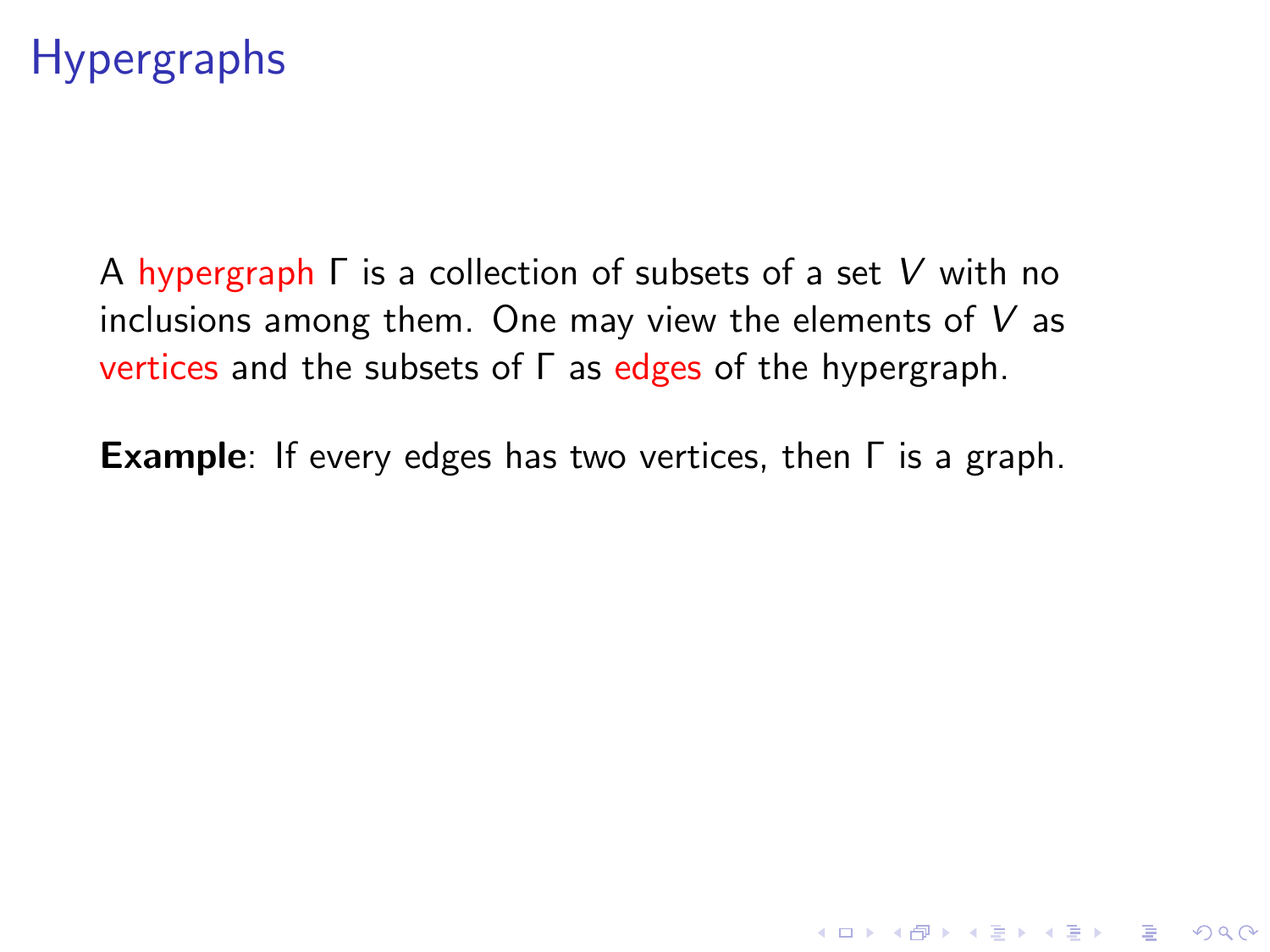# Hypergraphs

A hypergraph $\Gamma$ is a collection of subsets of a set $V$ with no inclusions among them. One may view the elements of $V$ as vertices and the subsets of $\Gamma$ as edges of the hypergraph.

**Example**: If every edges has two vertices, then $\Gamma$ is a graph.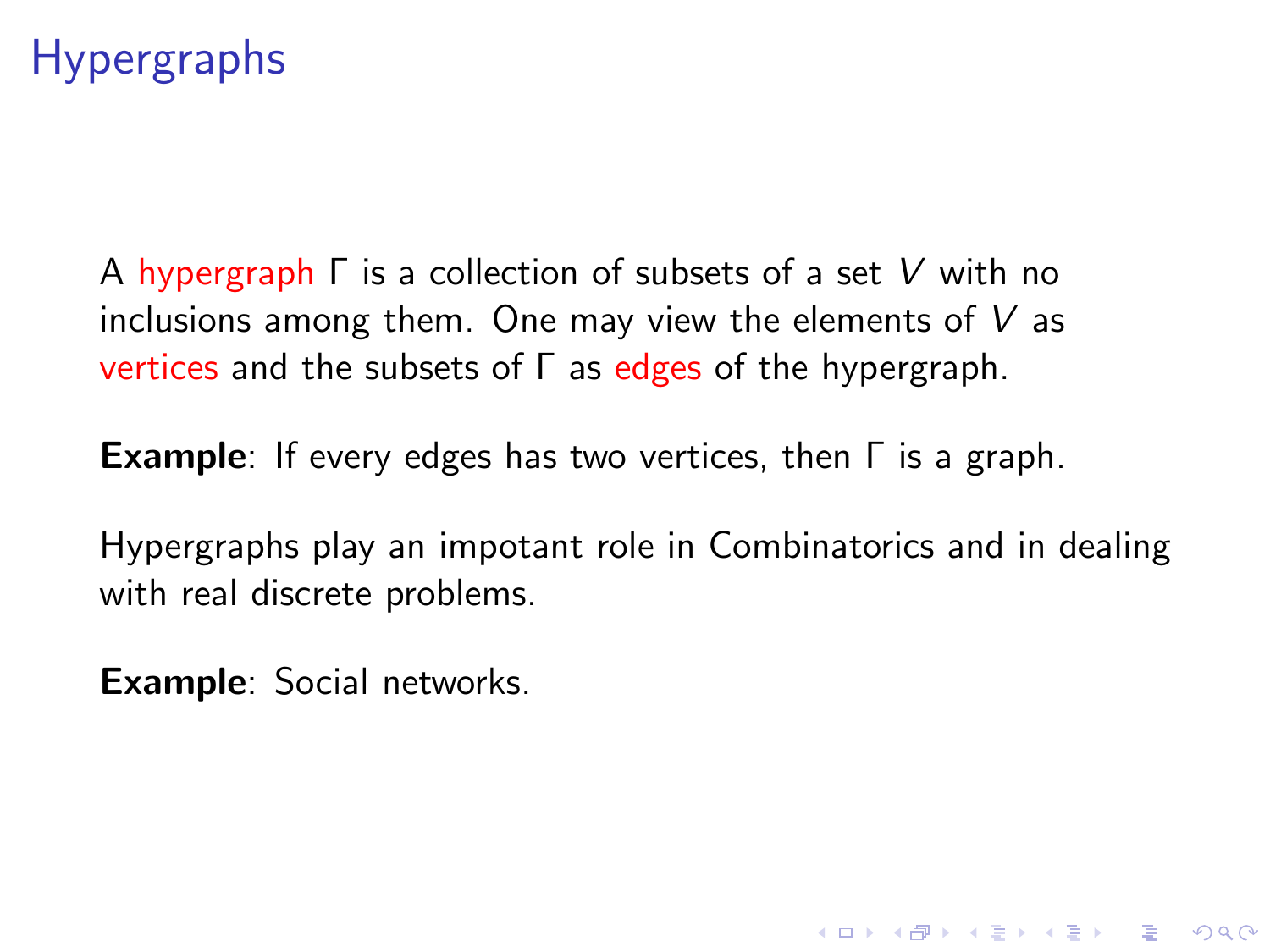# Hypergraphs

A hypergraph $\Gamma$ is a collection of subsets of a set $V$ with no inclusions among them. One may view the elements of $V$ as vertices and the subsets of $\Gamma$ as edges of the hypergraph.

**Example**: If every edges has two vertices, then $\Gamma$ is a graph.

Hypergraphs play an impotant role in Combinatorics and in dealing with real discrete problems.

**Example**: Social networks.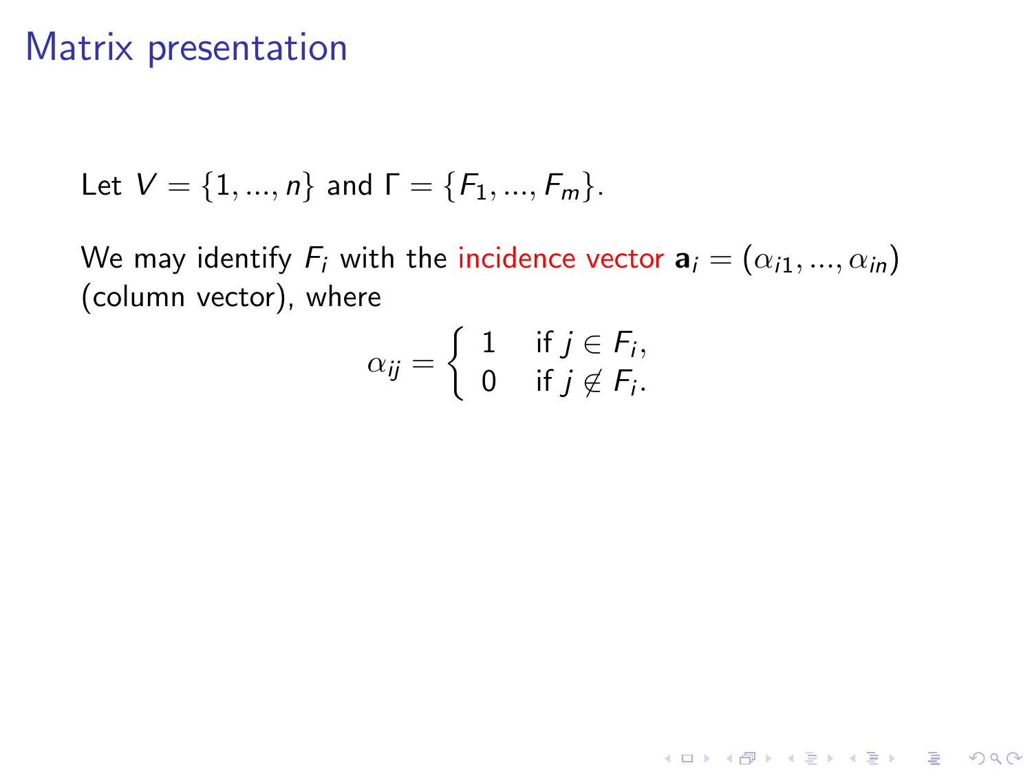# Matrix presentation

Let $V = \{1, ..., n\}$ and $\Gamma = \{F_1, ..., F_m\}$.

We may identify $F_i$ with the incidence vector $\mathbf{a}_i = (\alpha_{i1}, ..., \alpha_{in})$ (column vector), where

$$\alpha_{ij} = \begin{cases} 1 & \text{if } j \in F_i, \\ 0 & \text{if } j \notin F_i. \end{cases}$$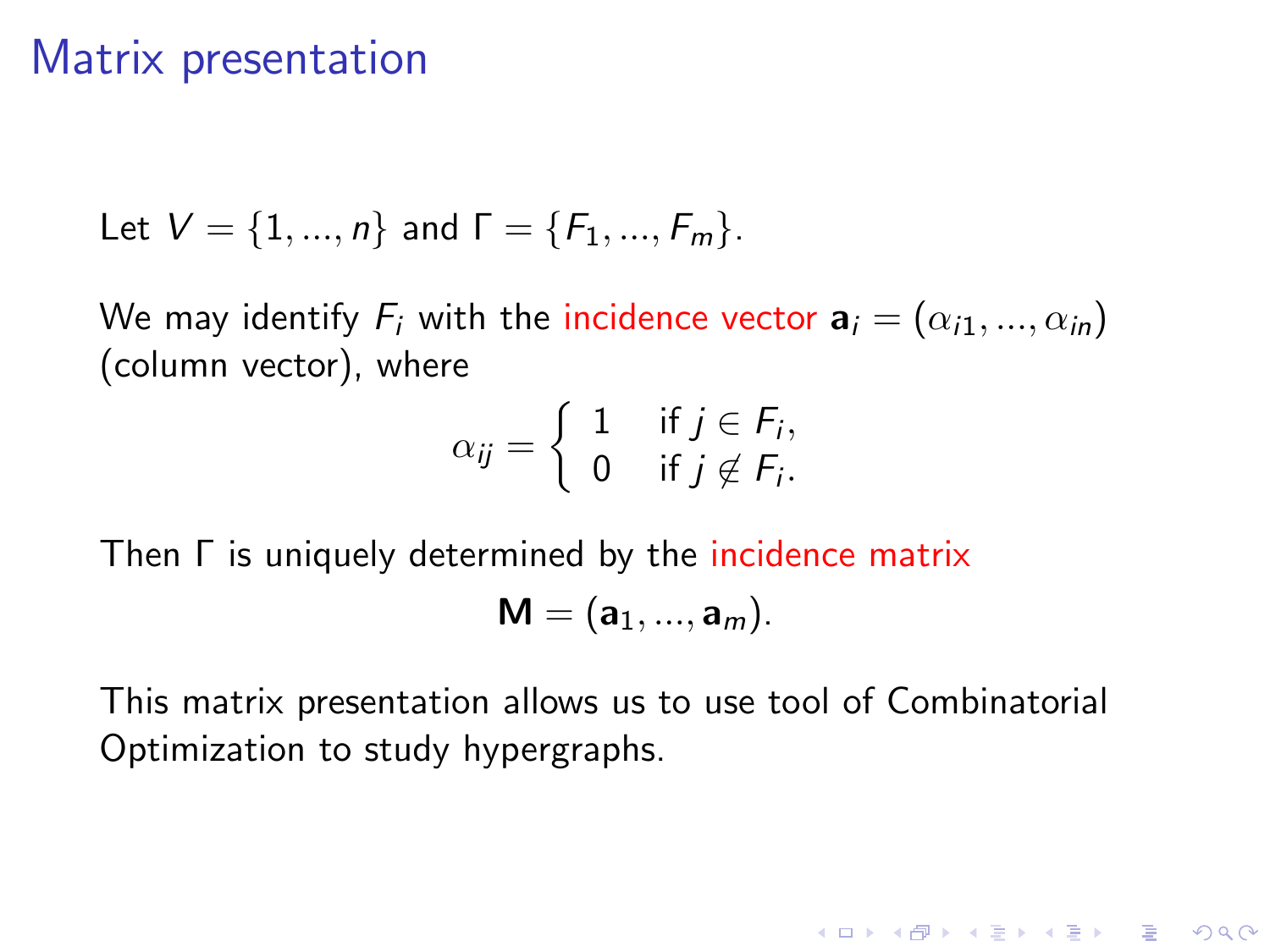# Matrix presentation

Let $V = \{1, ..., n\}$ and $\Gamma = \{F_1, ..., F_m\}$.

We may identify $F_i$ with the incidence vector $\mathbf{a}_i = (\alpha_{i1}, ..., \alpha_{in})$ (column vector), where

$$\alpha_{ij} = \begin{cases} 1 & \text{if } j \in F_i, \\ 0 & \text{if } j \notin F_i. \end{cases}$$

Then $\Gamma$ is uniquely determined by the incidence matrix

$$\mathbf{M} = (\mathbf{a}_1, ..., \mathbf{a}_m).$$

This matrix presentation allows us to use tool of Combinatorial Optimization to study hypergraphs.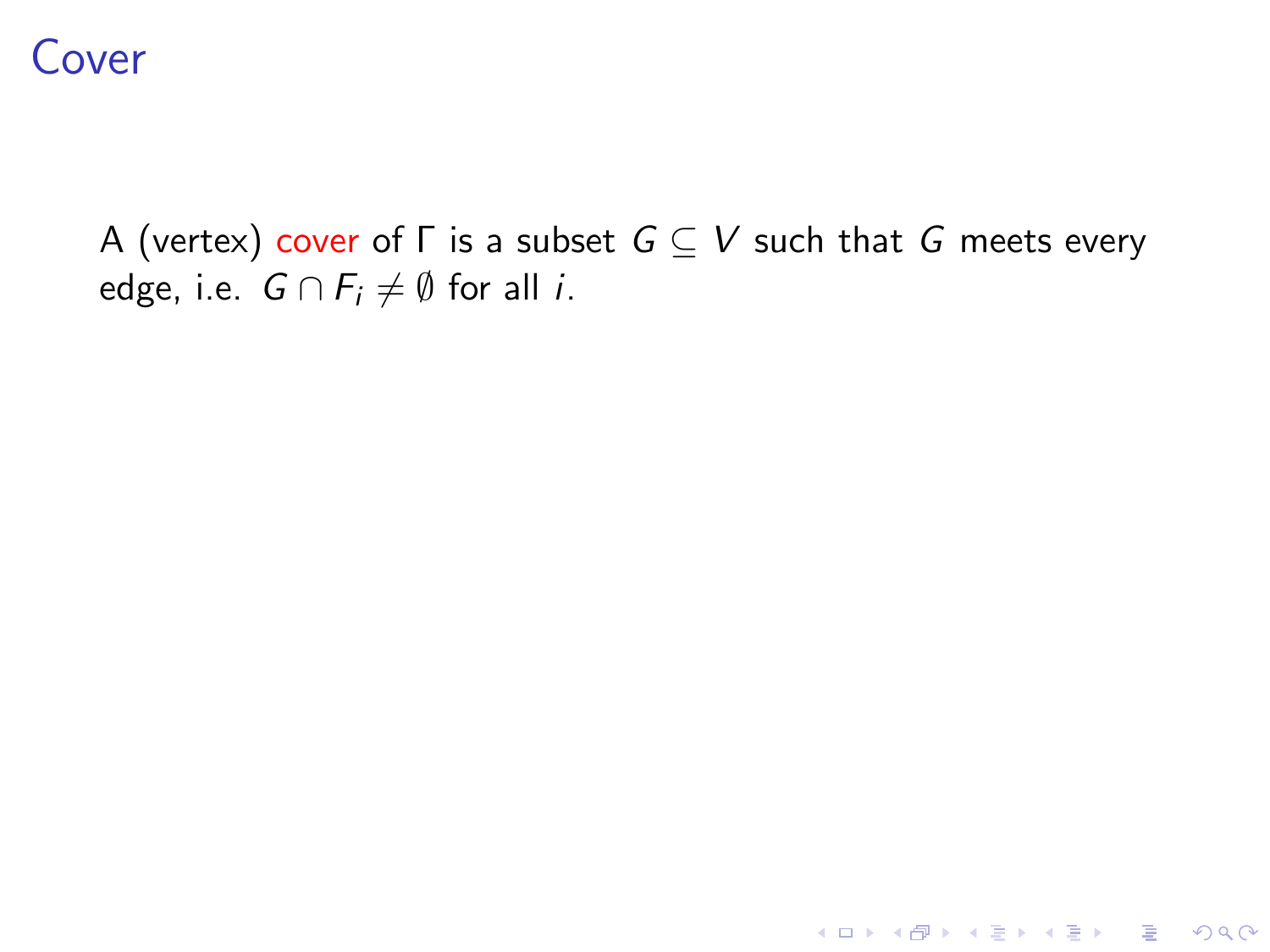# Cover

A (vertex) cover of $\Gamma$ is a subset $G \subseteq V$ such that $G$ meets every edge, i.e. $G \cap F_i \neq \emptyset$ for all $i$.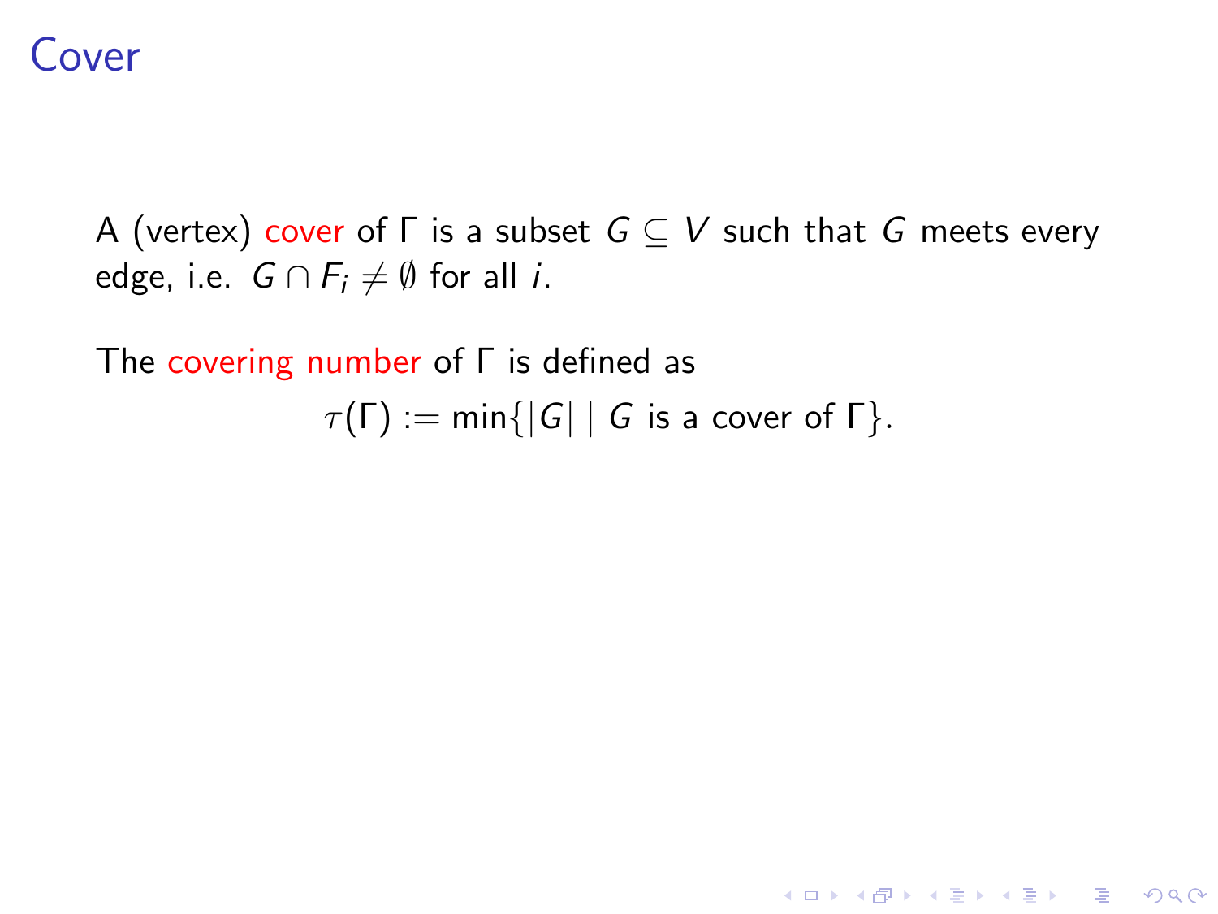# Cover

A (vertex) cover of $\Gamma$ is a subset $G \subseteq V$ such that $G$ meets every edge, i.e. $G \cap F_i \neq \emptyset$ for all $i$.

The covering number of $\Gamma$ is defined as

$$\tau(\Gamma) := \min\{|G| \mid G \text{ is a cover of } \Gamma\}.$$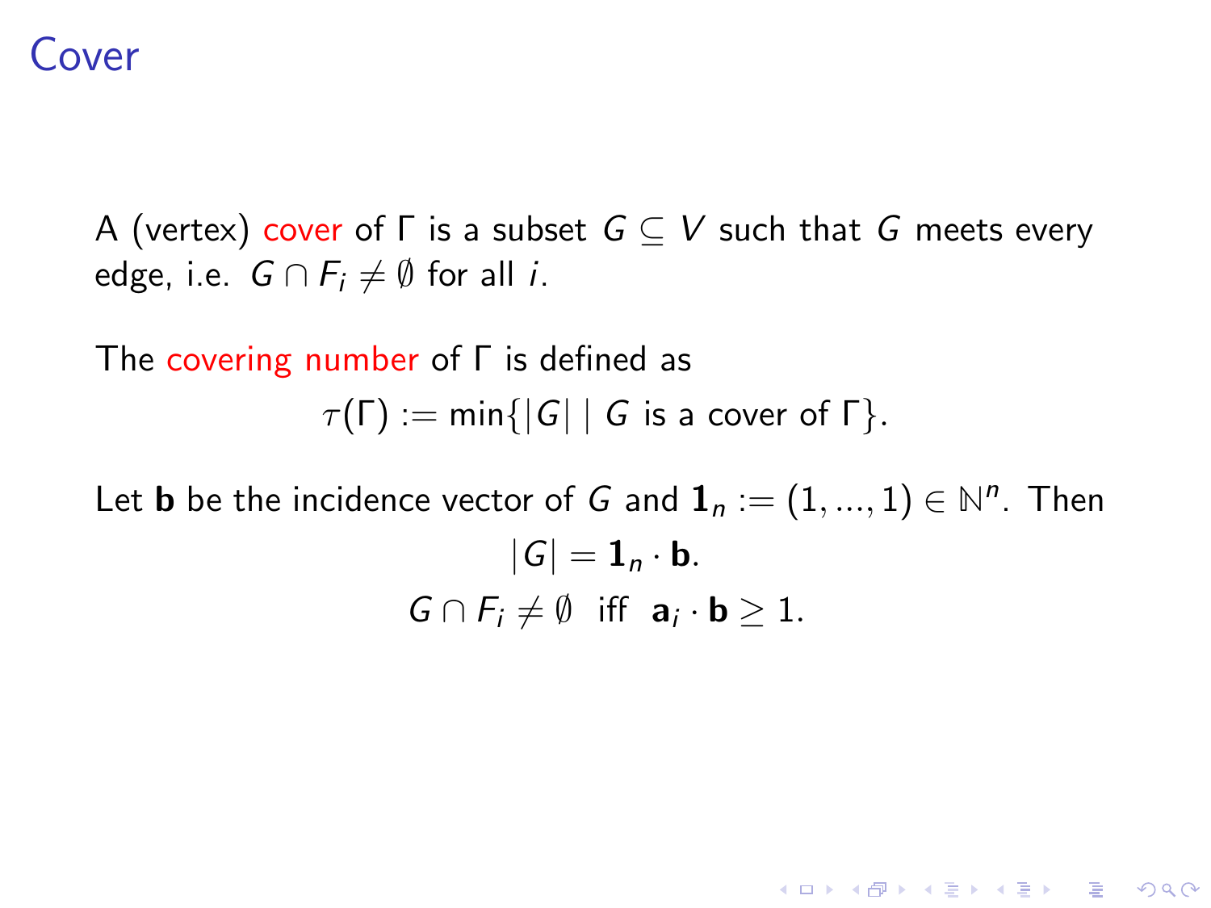# Cover

A (vertex) cover of $\Gamma$ is a subset $G \subseteq V$ such that $G$ meets every edge, i.e. $G \cap F_i \neq \emptyset$ for all $i$.

The covering number of $\Gamma$ is defined as

$$\tau(\Gamma) := \min\{|G| \mid G \text{ is a cover of } \Gamma\}.$$

Let $\mathbf{b}$ be the incidence vector of $G$ and $\mathbf{1}_n := (1, ..., 1) \in \mathbb{N}^n$. Then

$$|G| = \mathbf{1}_n \cdot \mathbf{b}.$$

$$G \cap F_i \neq \emptyset \text{ iff } \mathbf{a}_i \cdot \mathbf{b} \geq 1.$$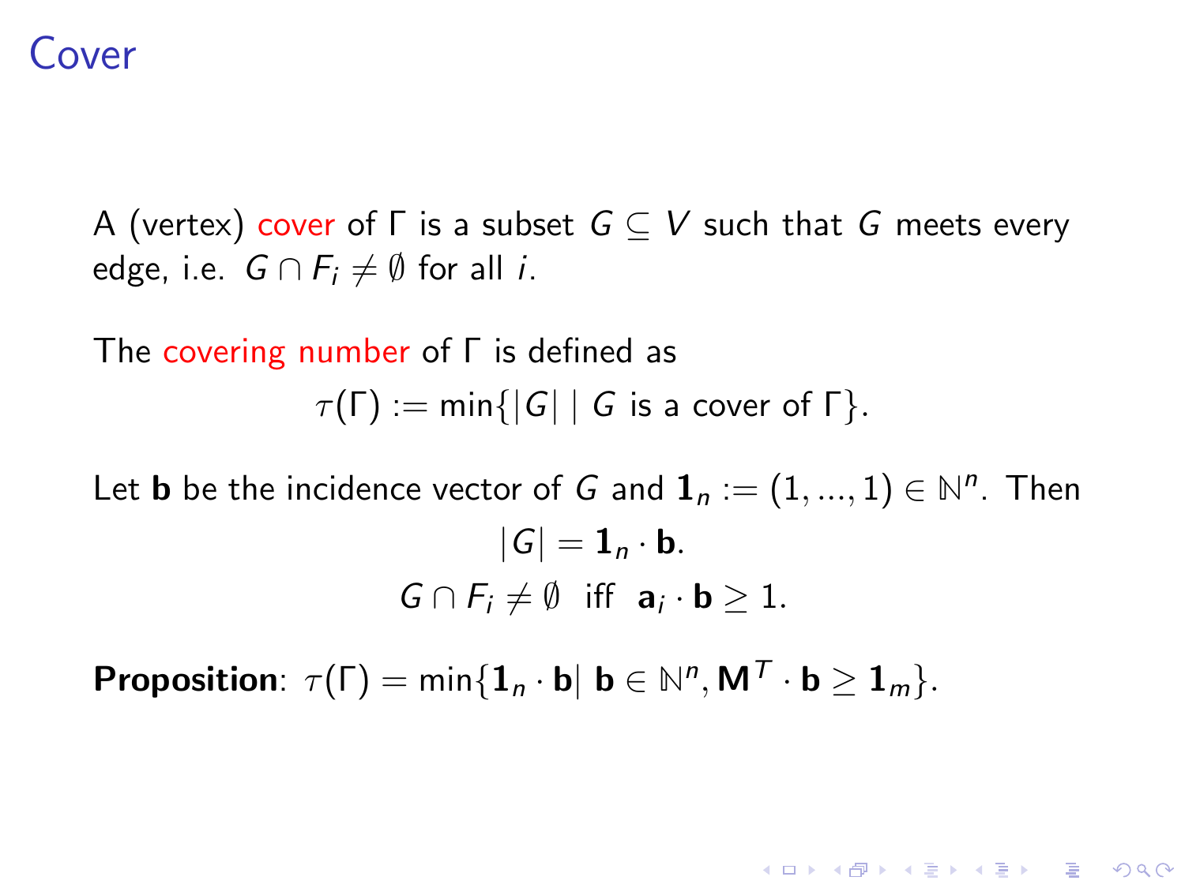# Cover

A (vertex) cover of $\Gamma$ is a subset $G \subseteq V$ such that $G$ meets every edge, i.e. $G \cap F_i \neq \emptyset$ for all $i$.

The covering number of $\Gamma$ is defined as

$$\tau(\Gamma) := \min\{|G| \mid G \text{ is a cover of } \Gamma\}.$$

Let $\mathbf{b}$ be the incidence vector of $G$ and $\mathbf{1}_n := (1, ..., 1) \in \mathbb{N}^n$. Then

$$|G| = \mathbf{1}_n \cdot \mathbf{b}.$$

$$G \cap F_i \neq \emptyset \text{ iff } \mathbf{a}_i \cdot \mathbf{b} \geq 1.$$

**Proposition**: $\tau(\Gamma) = \min\{\mathbf{1}_n \cdot \mathbf{b} | \ \mathbf{b} \in \mathbb{N}^n, \mathbf{M}^T \cdot \mathbf{b} \geq \mathbf{1}_m\}$.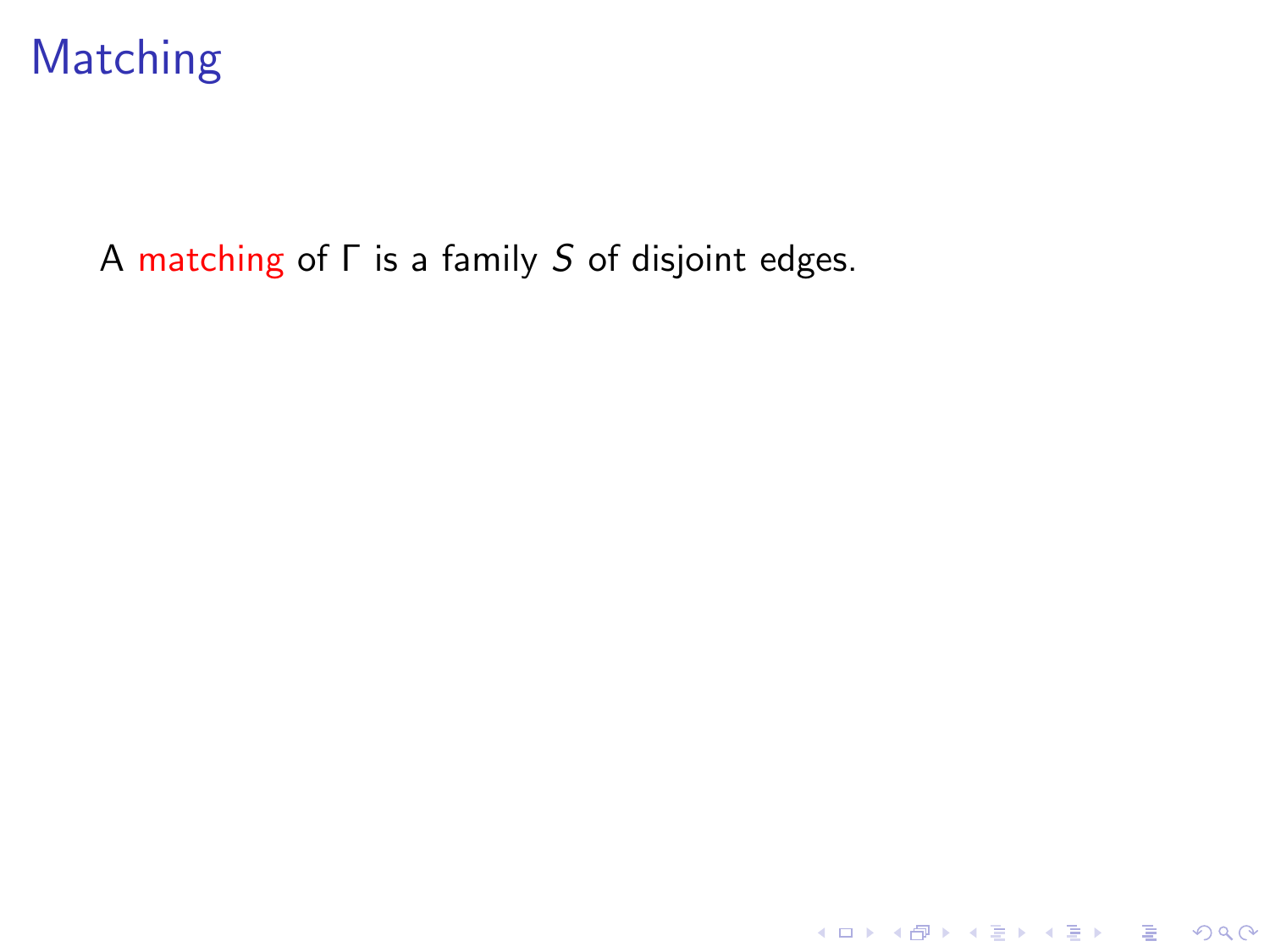# Matching

A matching of $\Gamma$ is a family $S$ of disjoint edges.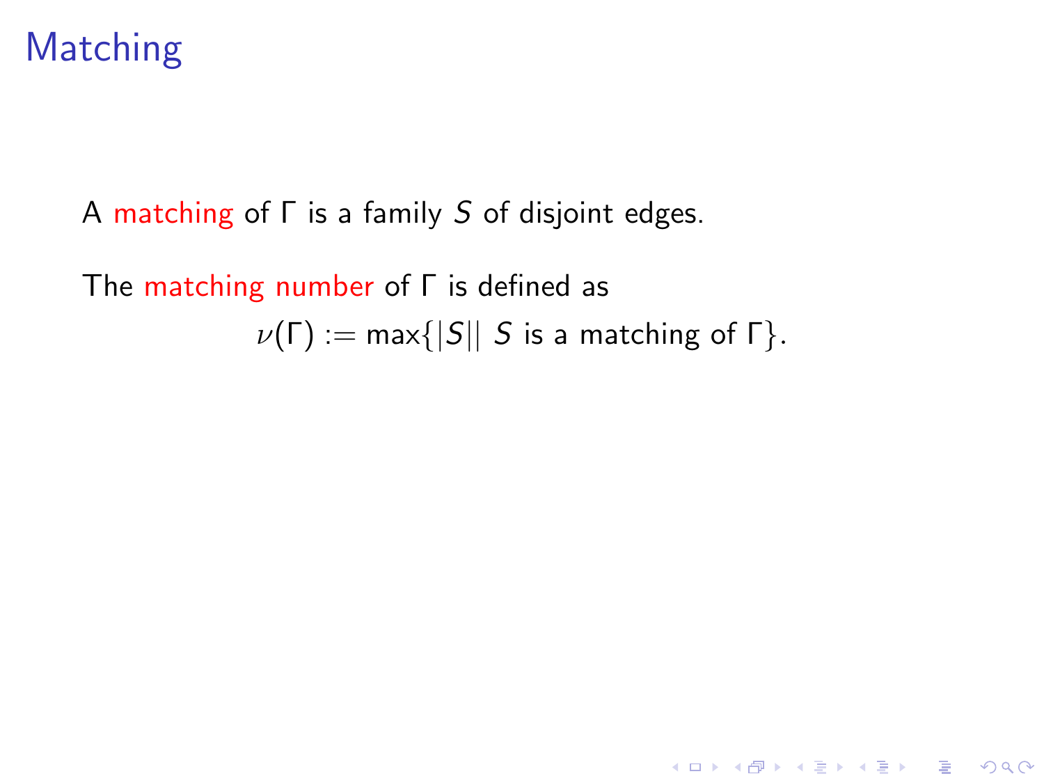# Matching

A matching of $\Gamma$ is a family $S$ of disjoint edges.

The matching number of $\Gamma$ is defined as

$$\nu(\Gamma) := \max\{|S|| \; S \text{ is a matching of } \Gamma\}.$$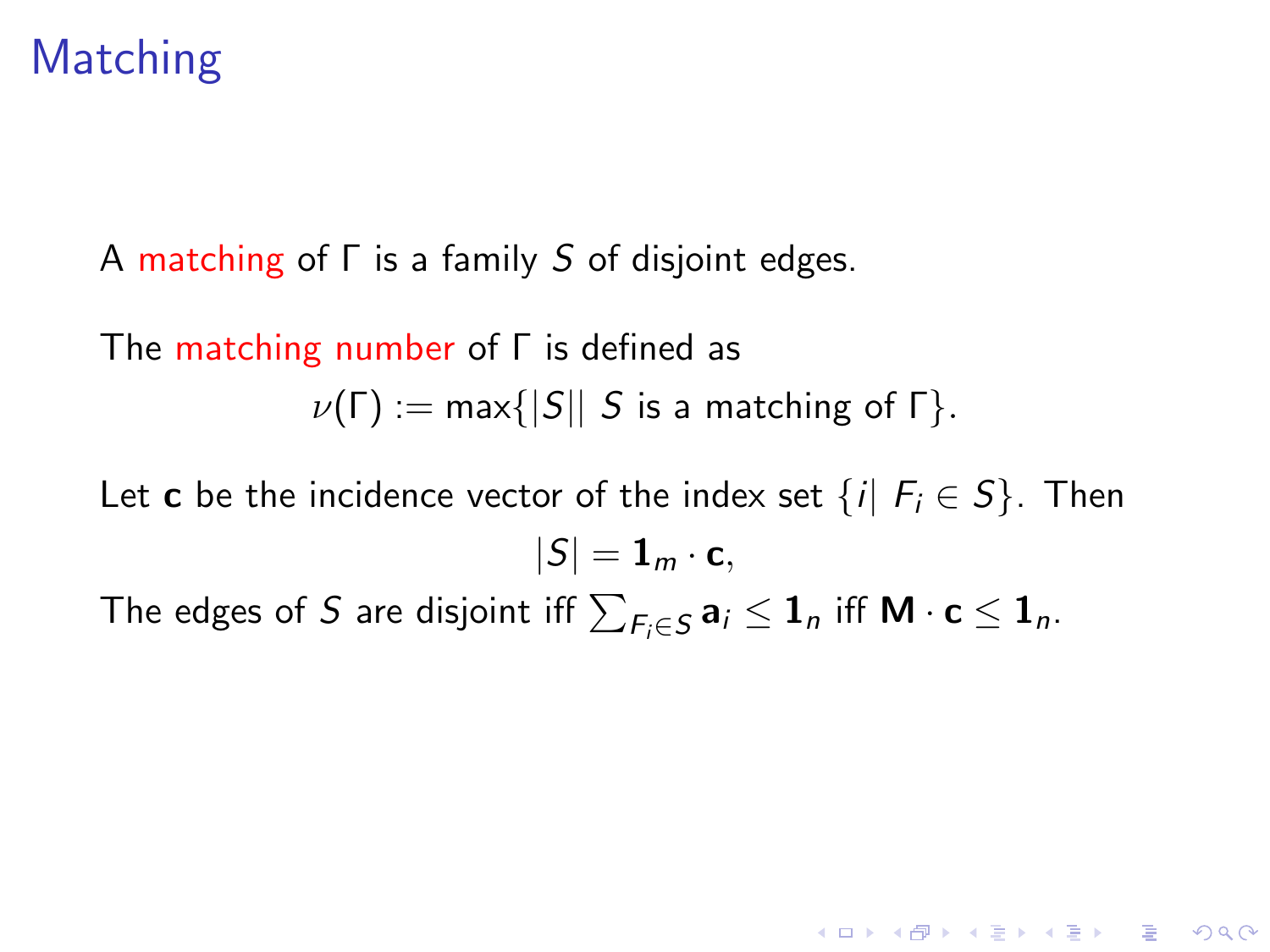# Matching

A matching of $\Gamma$ is a family $S$ of disjoint edges.

The matching number of $\Gamma$ is defined as

$$\nu(\Gamma) := \max\{|S| \mid S \text{ is a matching of } \Gamma\}.$$

Let $\mathbf{c}$ be the incidence vector of the index set $\{i \mid F_i \in S\}$. Then

$$|S| = \mathbf{1}_m \cdot \mathbf{c},$$

The edges of $S$ are disjoint iff $\sum_{F_i \in S} \mathbf{a}_i \leq \mathbf{1}_n$ iff $\mathbf{M} \cdot \mathbf{c} \leq \mathbf{1}_n$.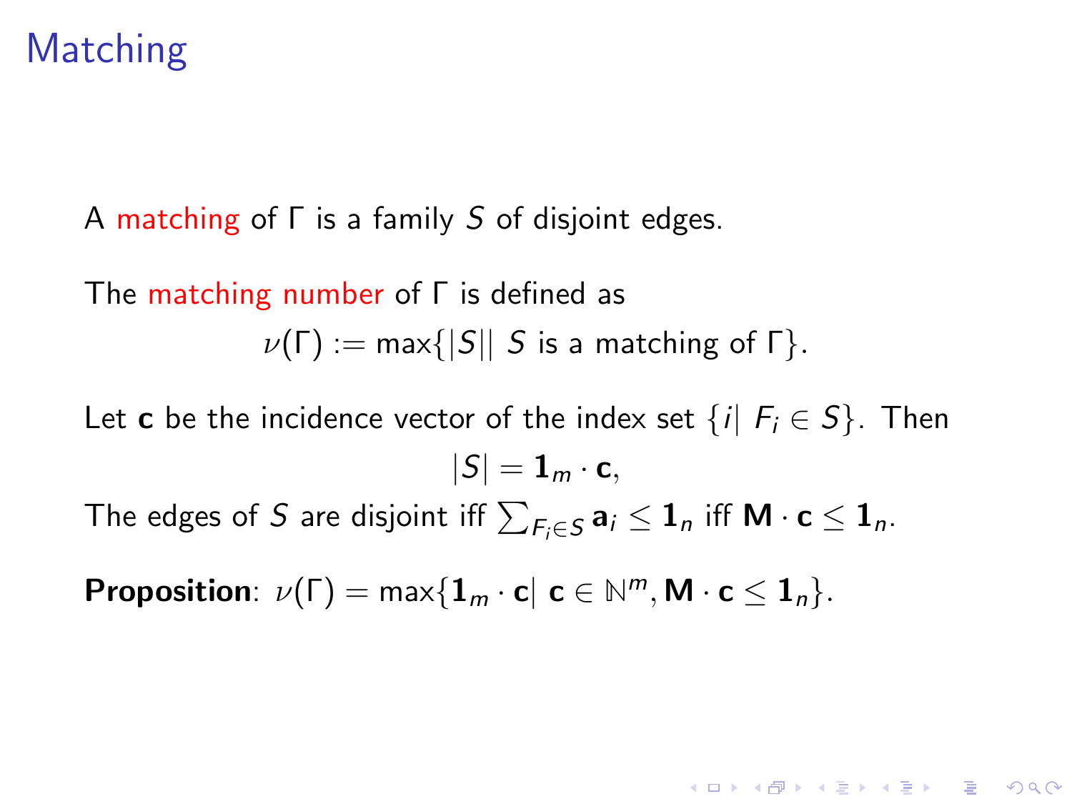# Matching

A matching of $\Gamma$ is a family $S$ of disjoint edges.

The matching number of $\Gamma$ is defined as

$$\nu(\Gamma) := \max\{|S| \mid S \text{ is a matching of } \Gamma\}.$$

Let $\mathbf{c}$ be the incidence vector of the index set $\{i \mid F_i \in S\}$. Then

$$|S| = \mathbf{1}_m \cdot \mathbf{c},$$

The edges of $S$ are disjoint iff $\sum_{F_i \in S} \mathbf{a}_i \leq \mathbf{1}_n$ iff $\mathbf{M} \cdot \mathbf{c} \leq \mathbf{1}_n$.

**Proposition**: $\nu(\Gamma) = \max\{\mathbf{1}_m \cdot \mathbf{c} \mid \mathbf{c} \in \mathbb{N}^m, \mathbf{M} \cdot \mathbf{c} \leq \mathbf{1}_n\}$.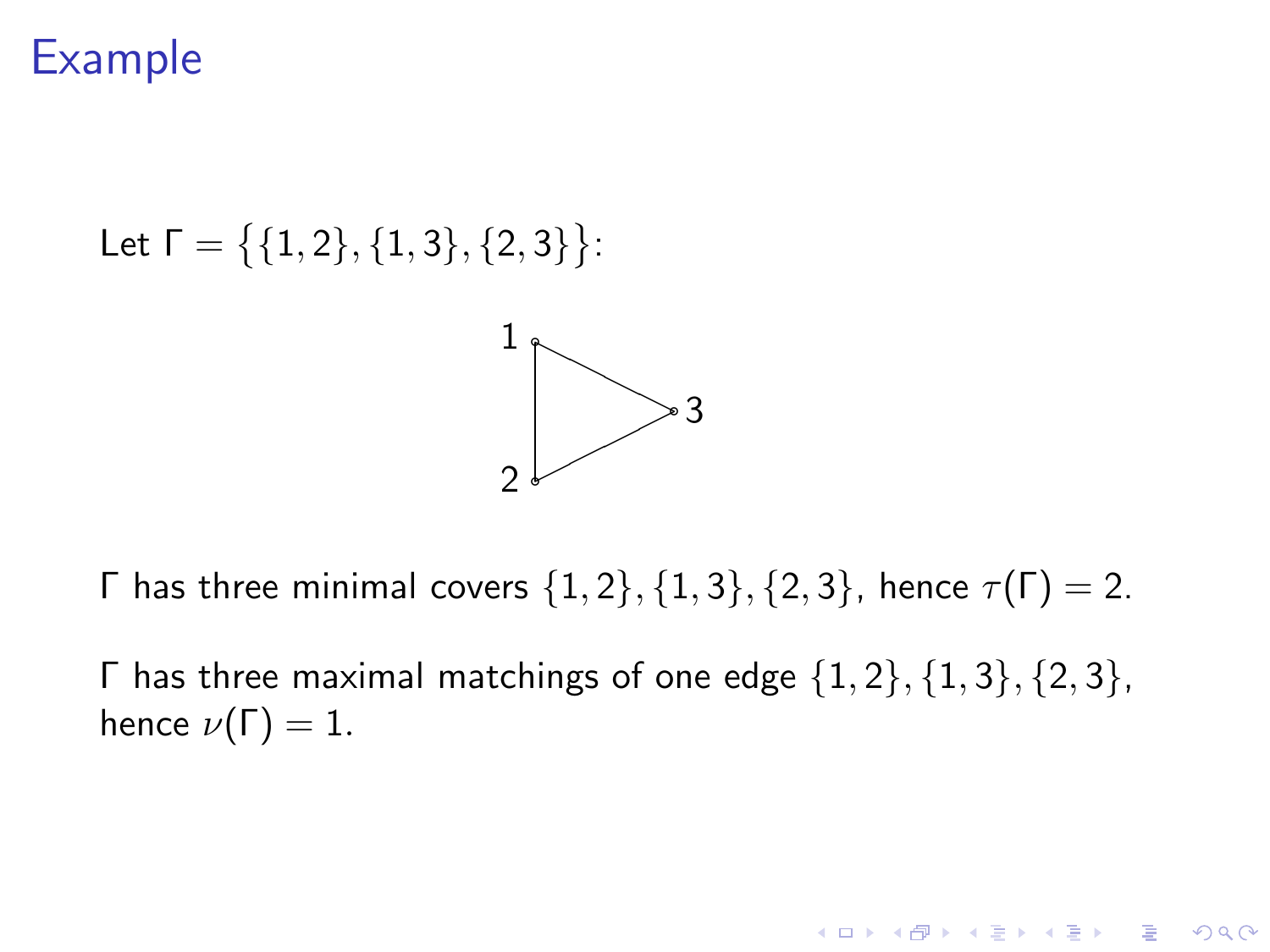# Example

Let $\Gamma = \big\{\{1,2\},\{1,3\},\{2,3\}\big\}$:

$\Gamma$ has three minimal covers $\{1,2\},\{1,3\},\{2,3\}$, hence $\tau(\Gamma) = 2$.

$\Gamma$ has three maximal matchings of one edge $\{1,2\},\{1,3\},\{2,3\}$, hence $\nu(\Gamma) = 1$.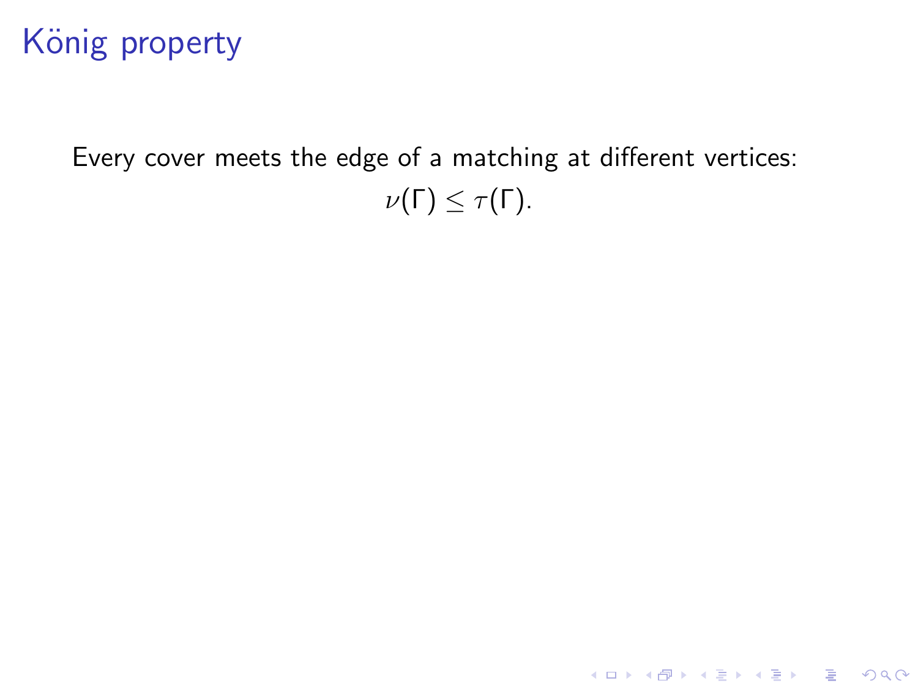# König property

Every cover meets the edge of a matching at different vertices:

$$\nu(\Gamma) \leq \tau(\Gamma).$$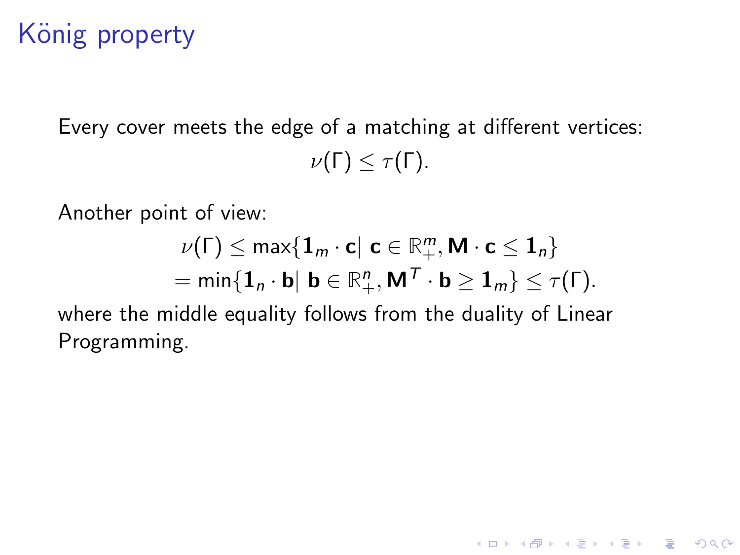# König property

Every cover meets the edge of a matching at different vertices:

$$\nu(\Gamma) \leq \tau(\Gamma).$$

Another point of view:

$$\begin{aligned} \nu(\Gamma) &\leq \max\{\mathbf{1}_m \cdot \mathbf{c} |\ \mathbf{c} \in \mathbb{R}^m_+, \mathbf{M} \cdot \mathbf{c} \leq \mathbf{1}_n\} \\ &= \min\{\mathbf{1}_n \cdot \mathbf{b} |\ \mathbf{b} \in \mathbb{R}^n_+, \mathbf{M}^T \cdot \mathbf{b} \geq \mathbf{1}_m\} \leq \tau(\Gamma). \end{aligned}$$

where the middle equality follows from the duality of Linear Programming.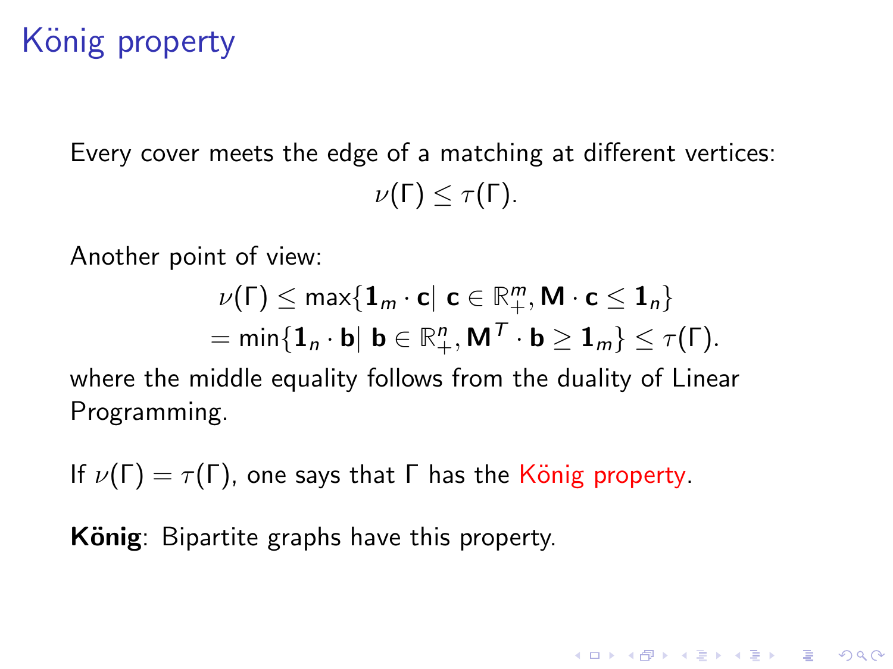# König property

Every cover meets the edge of a matching at different vertices:

$$\nu(\Gamma) \leq \tau(\Gamma).$$

Another point of view:

$$\begin{aligned} \nu(\Gamma) &\leq \max\{\mathbf{1}_m \cdot \mathbf{c} |\ \mathbf{c} \in \mathbb{R}_+^m, \mathbf{M} \cdot \mathbf{c} \leq \mathbf{1}_n\} \\ &= \min\{\mathbf{1}_n \cdot \mathbf{b} |\ \mathbf{b} \in \mathbb{R}_+^n, \mathbf{M}^T \cdot \mathbf{b} \geq \mathbf{1}_m\} \leq \tau(\Gamma). \end{aligned}$$

where the middle equality follows from the duality of Linear Programming.

If $\nu(\Gamma) = \tau(\Gamma)$, one says that $\Gamma$ has the König property.

**König**: Bipartite graphs have this property.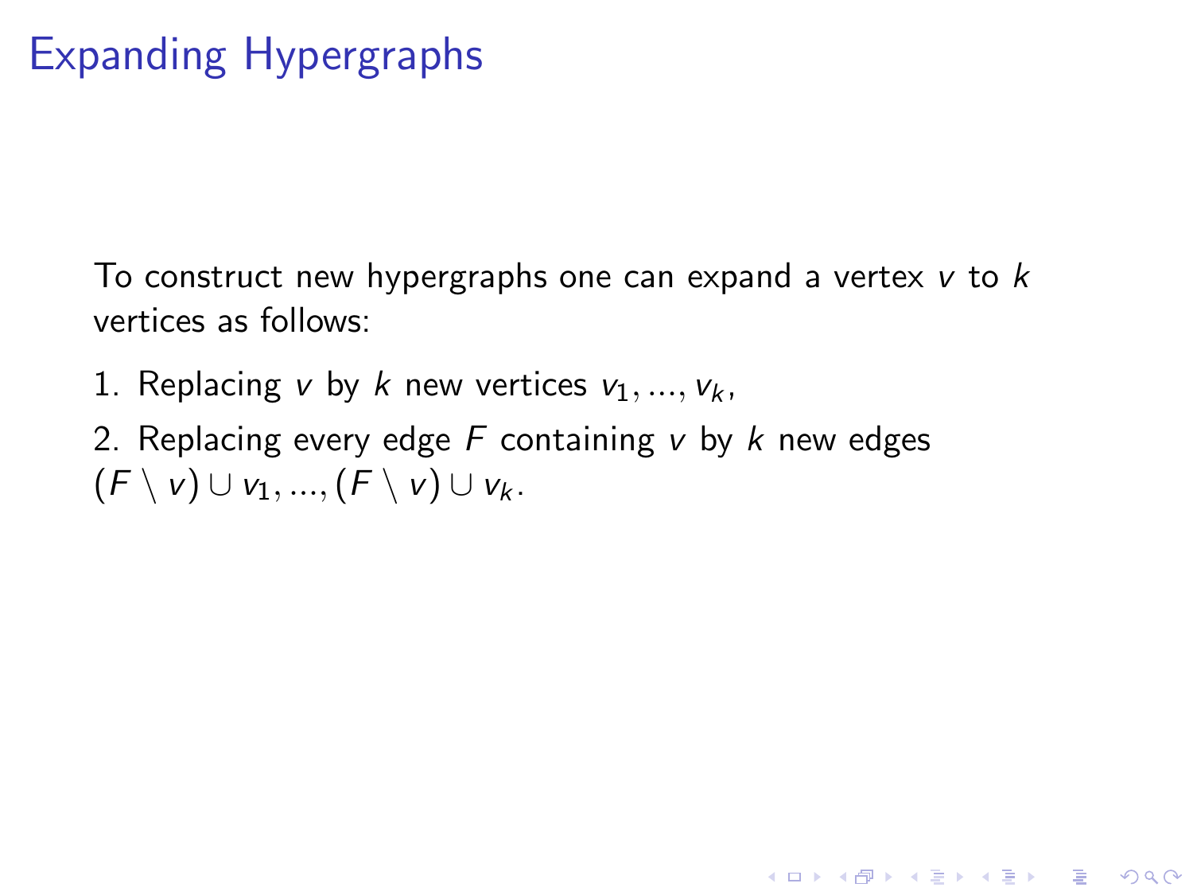# Expanding Hypergraphs

To construct new hypergraphs one can expand a vertex $v$ to $k$ vertices as follows:

1. Replacing $v$ by $k$ new vertices $v_1, ..., v_k$,

2. Replacing every edge $F$ containing $v$ by $k$ new edges $(F \setminus v) \cup v_1, ..., (F \setminus v) \cup v_k$.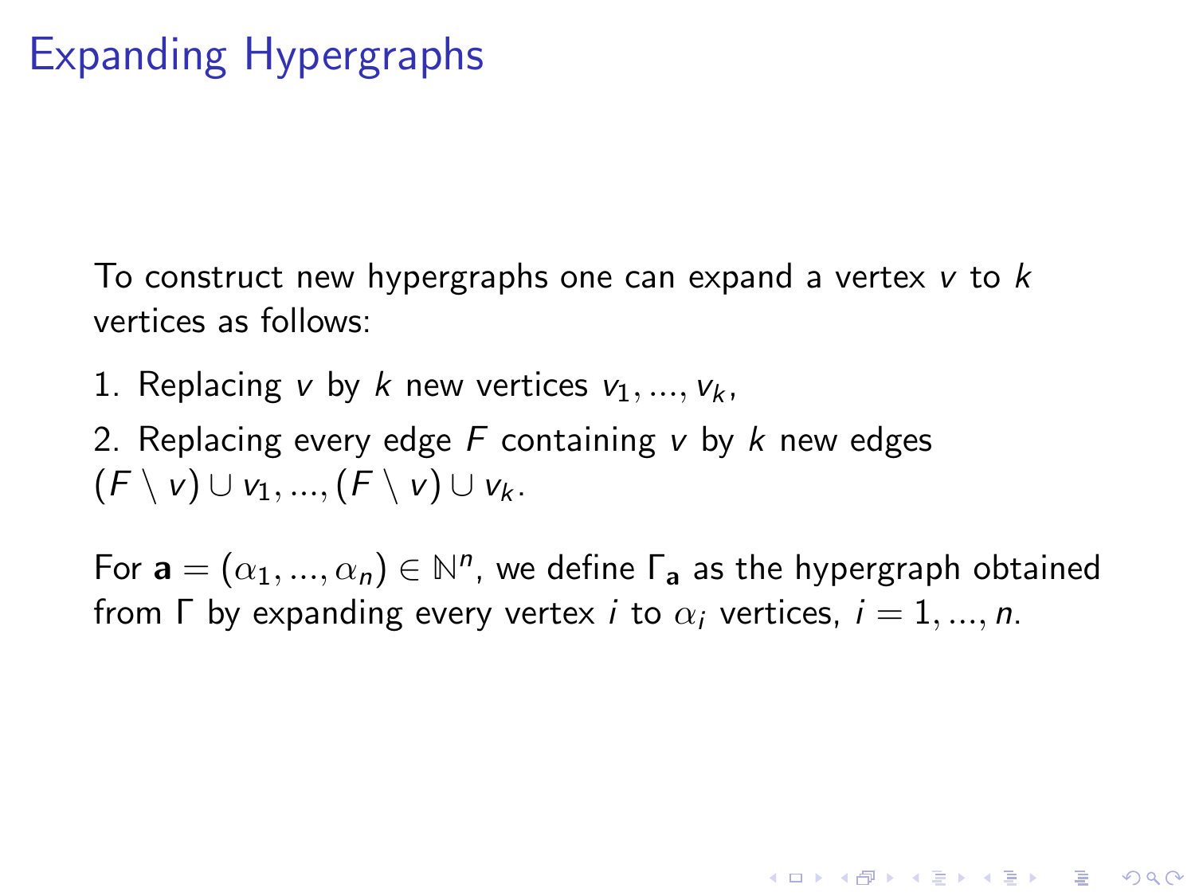# Expanding Hypergraphs

To construct new hypergraphs one can expand a vertex $v$ to $k$ vertices as follows:

1. Replacing $v$ by $k$ new vertices $v_1, ..., v_k$,

2. Replacing every edge $F$ containing $v$ by $k$ new edges $(F \setminus v) \cup v_1, ..., (F \setminus v) \cup v_k$.

For $\mathbf{a} = (\alpha_1, ..., \alpha_n) \in \mathbb{N}^n$, we define $\Gamma_\mathbf{a}$ as the hypergraph obtained from $\Gamma$ by expanding every vertex $i$ to $\alpha_i$ vertices, $i = 1, ..., n$.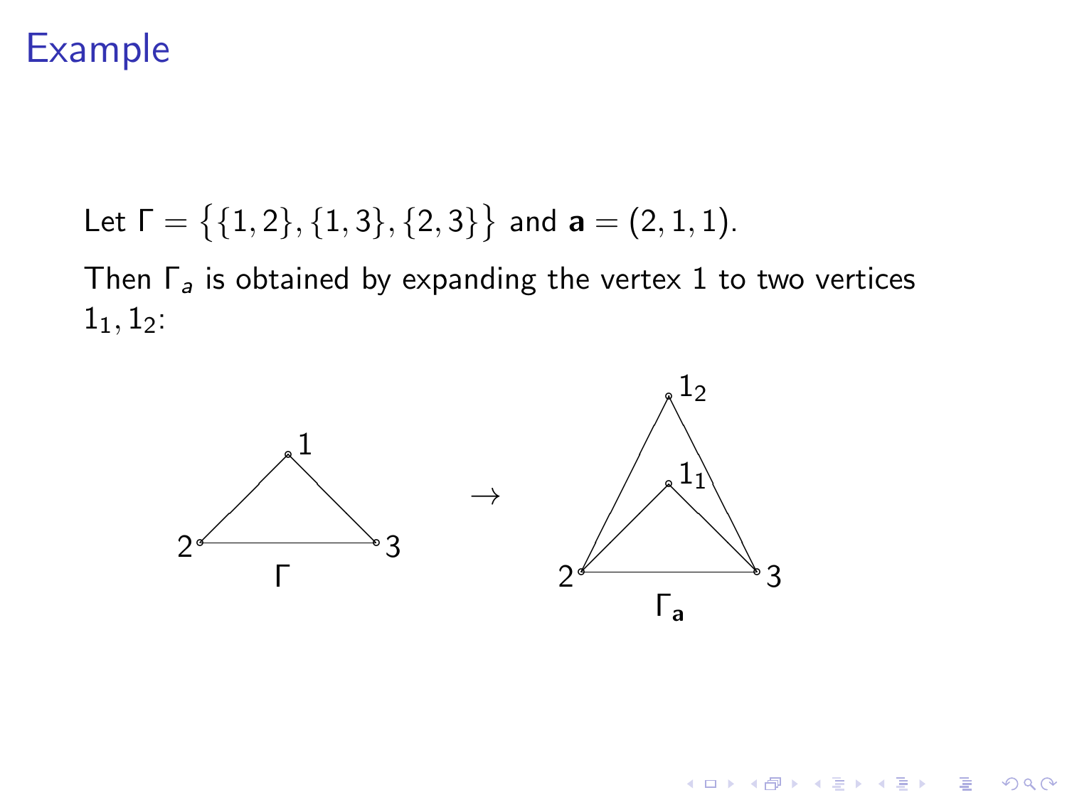# Example

Let $\Gamma = \big\{\{1,2\},\{1,3\},\{2,3\}\big\}$ and $\mathbf{a} = (2,1,1)$.

Then $\Gamma_a$ is obtained by expanding the vertex 1 to two vertices $1_1, 1_2$: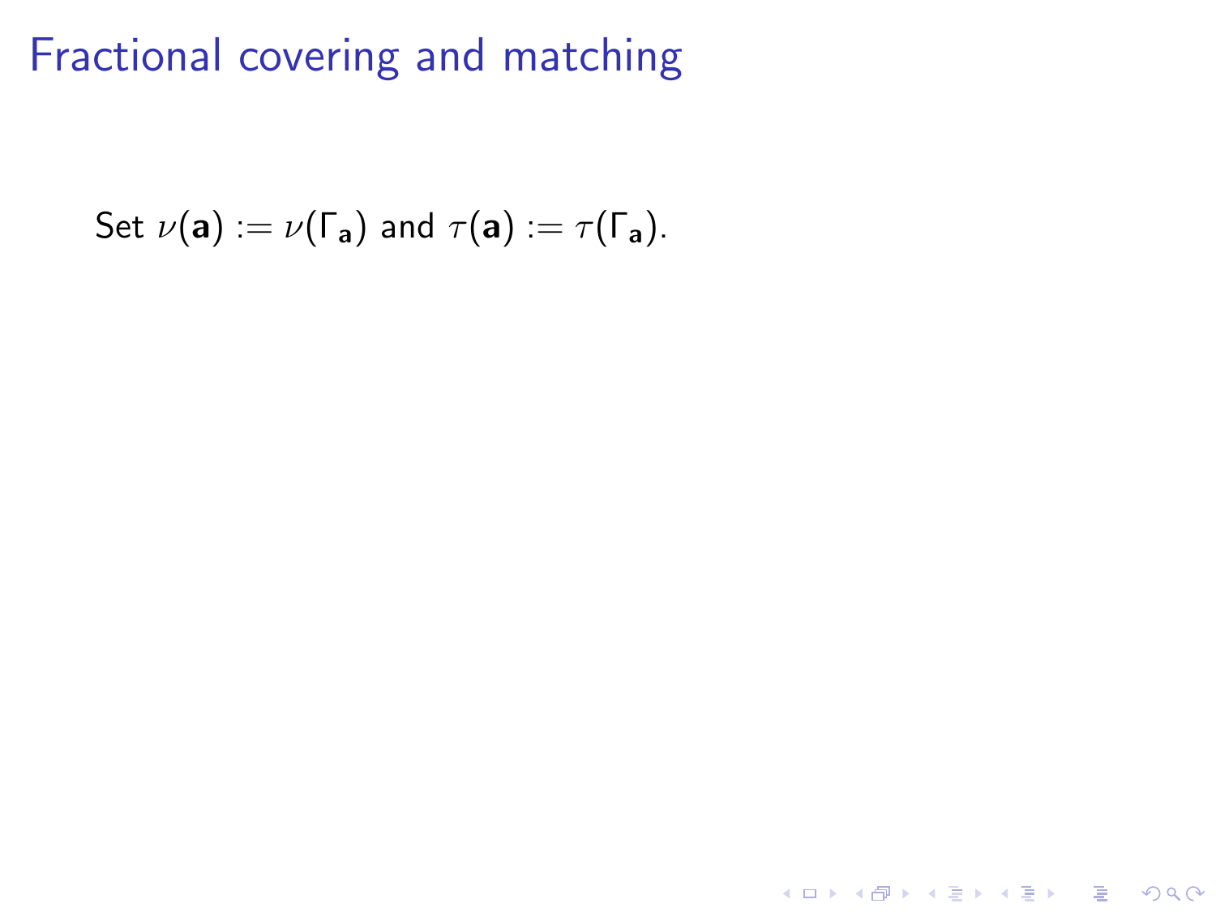# Fractional covering and matching

Set $\nu(\mathbf{a}) := \nu(\Gamma_{\mathbf{a}})$ and $\tau(\mathbf{a}) := \tau(\Gamma_{\mathbf{a}})$.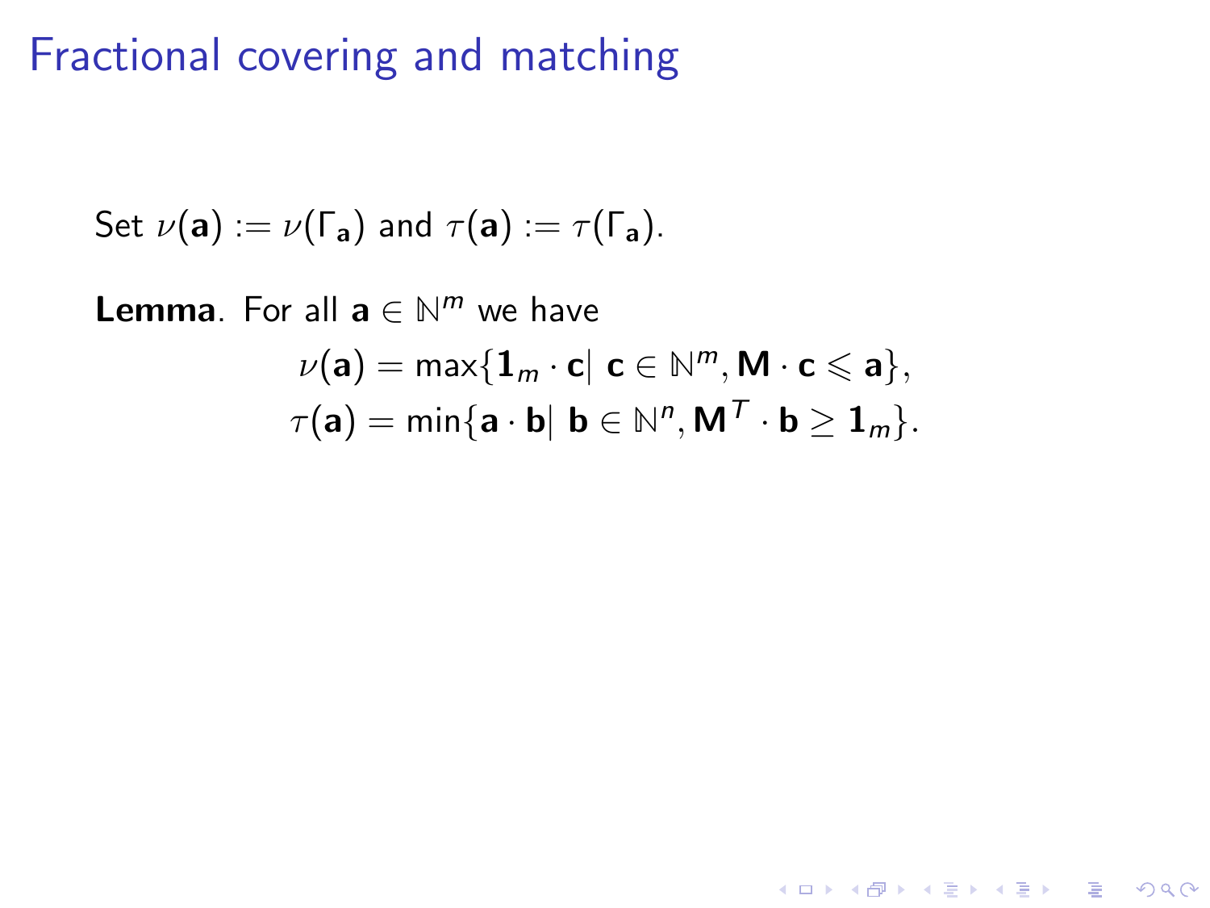# Fractional covering and matching

Set $\nu(\mathbf{a}) := \nu(\Gamma_{\mathbf{a}})$ and $\tau(\mathbf{a}) := \tau(\Gamma_{\mathbf{a}})$.

**Lemma**. For all $\mathbf{a} \in \mathbb{N}^m$ we have

$$\nu(\mathbf{a}) = \max\{\mathbf{1}_m \cdot \mathbf{c} | \ \mathbf{c} \in \mathbb{N}^m, \mathbf{M} \cdot \mathbf{c} \leqslant \mathbf{a}\},$$
$$\tau(\mathbf{a}) = \min\{\mathbf{a} \cdot \mathbf{b} | \ \mathbf{b} \in \mathbb{N}^n, \mathbf{M}^T \cdot \mathbf{b} \geq \mathbf{1}_m\}.$$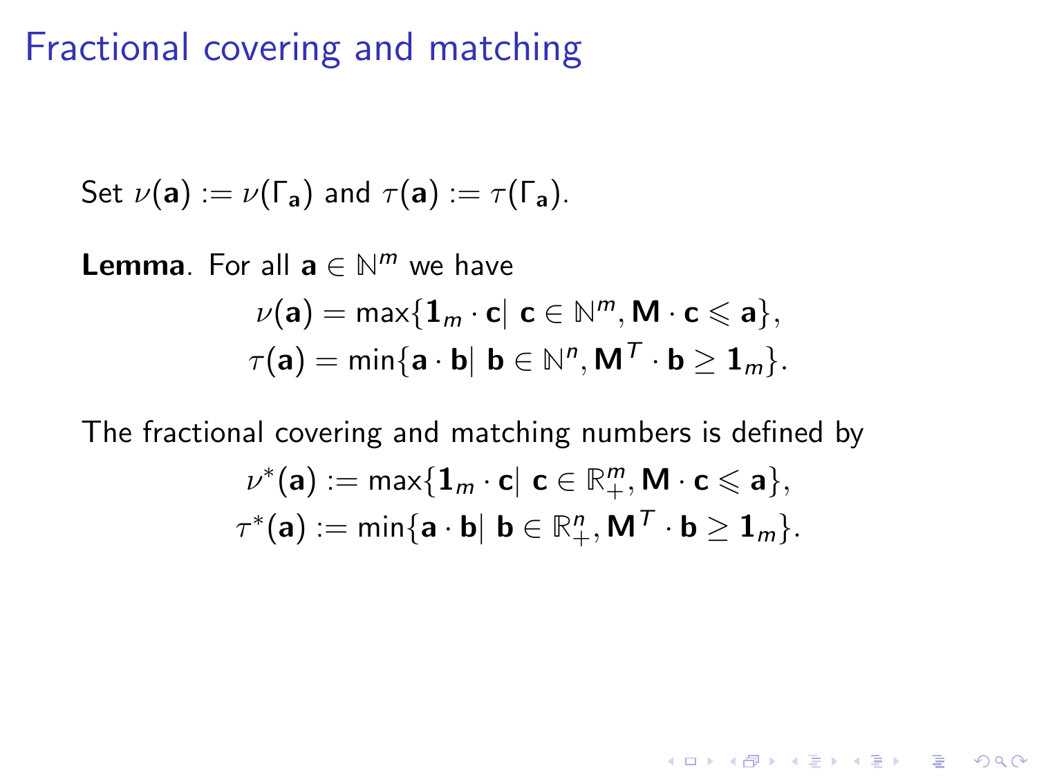# Fractional covering and matching

Set $\nu(\mathbf{a}) := \nu(\Gamma_{\mathbf{a}})$ and $\tau(\mathbf{a}) := \tau(\Gamma_{\mathbf{a}})$.

**Lemma**. For all $\mathbf{a} \in \mathbb{N}^m$ we have

$$\nu(\mathbf{a}) = \max\{\mathbf{1}_m \cdot \mathbf{c} | \ \mathbf{c} \in \mathbb{N}^m, \mathbf{M} \cdot \mathbf{c} \leqslant \mathbf{a}\},$$
$$\tau(\mathbf{a}) = \min\{\mathbf{a} \cdot \mathbf{b} | \ \mathbf{b} \in \mathbb{N}^n, \mathbf{M}^T \cdot \mathbf{b} \geq \mathbf{1}_m\}.$$

The fractional covering and matching numbers is defined by

$$\nu^*(\mathbf{a}) := \max\{\mathbf{1}_m \cdot \mathbf{c} | \ \mathbf{c} \in \mathbb{R}_+^m, \mathbf{M} \cdot \mathbf{c} \leqslant \mathbf{a}\},$$
$$\tau^*(\mathbf{a}) := \min\{\mathbf{a} \cdot \mathbf{b} | \ \mathbf{b} \in \mathbb{R}_+^n, \mathbf{M}^T \cdot \mathbf{b} \geq \mathbf{1}_m\}.$$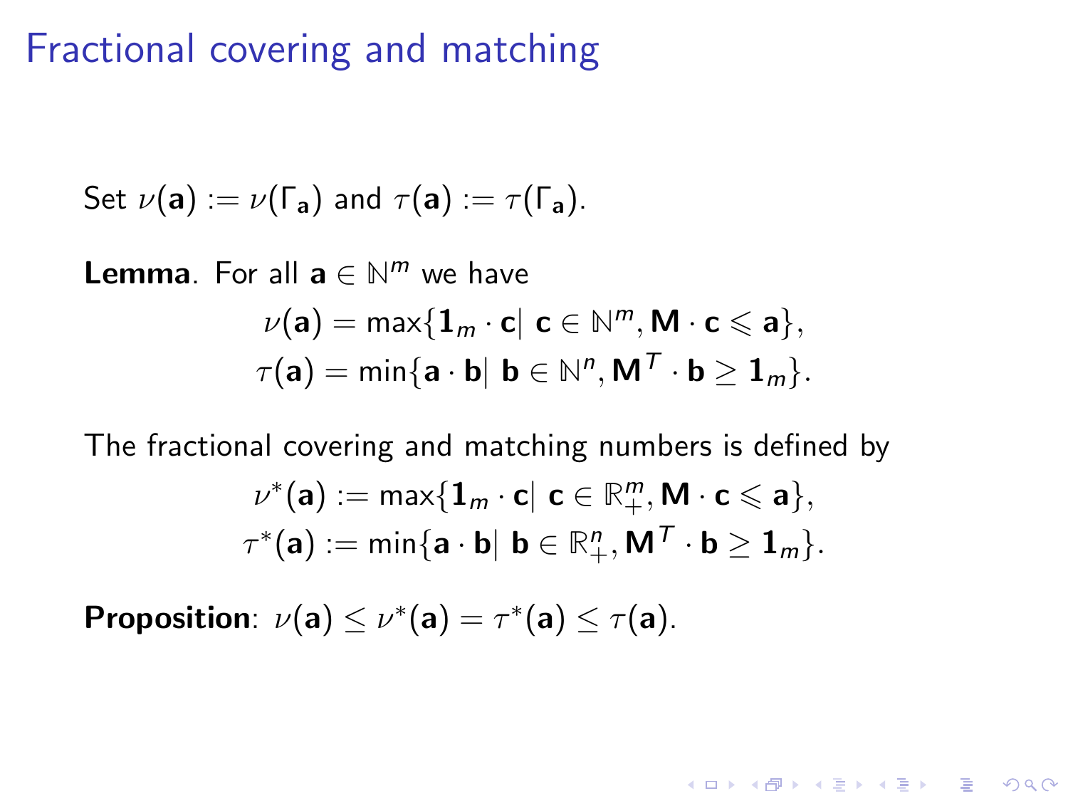# Fractional covering and matching

Set $\nu(\mathbf{a}) := \nu(\Gamma_{\mathbf{a}})$ and $\tau(\mathbf{a}) := \tau(\Gamma_{\mathbf{a}})$.

**Lemma**. For all $\mathbf{a} \in \mathbb{N}^m$ we have

$$\nu(\mathbf{a}) = \max\{\mathbf{1}_m \cdot \mathbf{c} \mid \mathbf{c} \in \mathbb{N}^m, \mathbf{M} \cdot \mathbf{c} \leqslant \mathbf{a}\},$$
$$\tau(\mathbf{a}) = \min\{\mathbf{a} \cdot \mathbf{b} \mid \mathbf{b} \in \mathbb{N}^n, \mathbf{M}^T \cdot \mathbf{b} \geq \mathbf{1}_m\}.$$

The fractional covering and matching numbers is defined by

$$\nu^*(\mathbf{a}) := \max\{\mathbf{1}_m \cdot \mathbf{c} \mid \mathbf{c} \in \mathbb{R}_+^m, \mathbf{M} \cdot \mathbf{c} \leqslant \mathbf{a}\},$$
$$\tau^*(\mathbf{a}) := \min\{\mathbf{a} \cdot \mathbf{b} \mid \mathbf{b} \in \mathbb{R}_+^n, \mathbf{M}^T \cdot \mathbf{b} \geq \mathbf{1}_m\}.$$

**Proposition**: $\nu(\mathbf{a}) \leq \nu^*(\mathbf{a}) = \tau^*(\mathbf{a}) \leq \tau(\mathbf{a})$.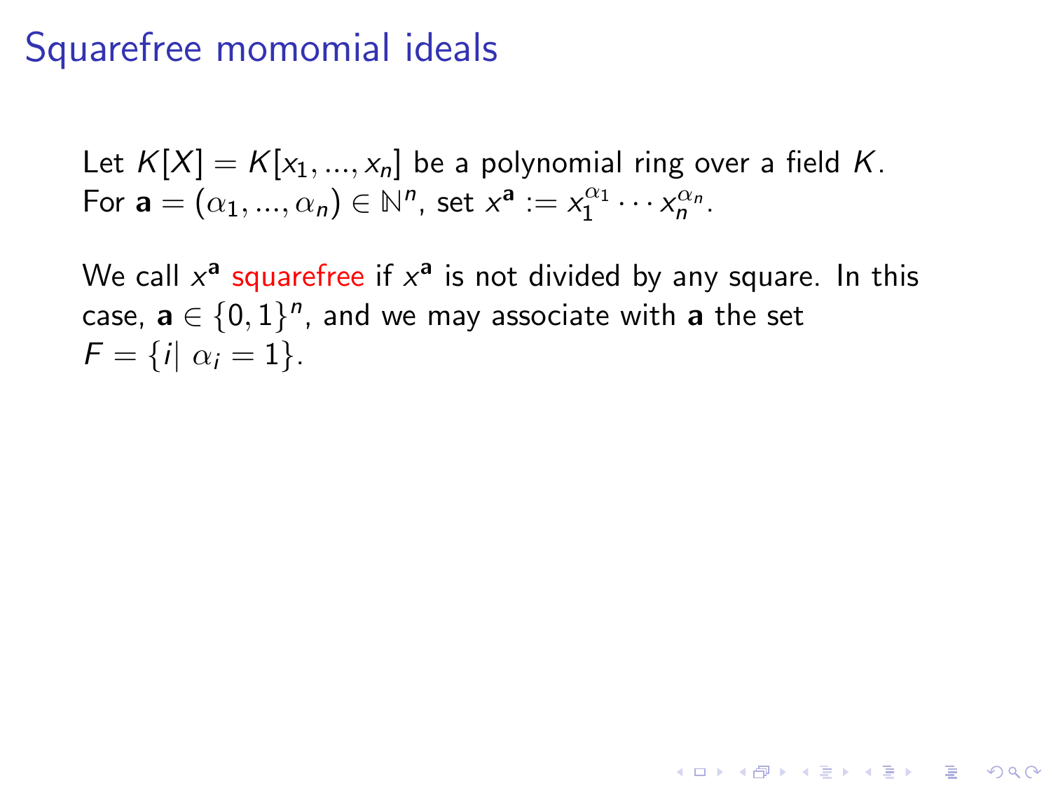# Squarefree momomial ideals

Let $K[X] = K[x_1, ..., x_n]$ be a polynomial ring over a field $K$. For $\mathbf{a} = (\alpha_1, ..., \alpha_n) \in \mathbb{N}^n$, set $x^{\mathbf{a}} := x_1^{\alpha_1} \cdots x_n^{\alpha_n}$.

We call $x^{\mathbf{a}}$ squarefree if $x^{\mathbf{a}}$ is not divided by any square. In this case, $\mathbf{a} \in \{0, 1\}^n$, and we may associate with $\mathbf{a}$ the set $F = \{i | \; \alpha_i = 1\}$.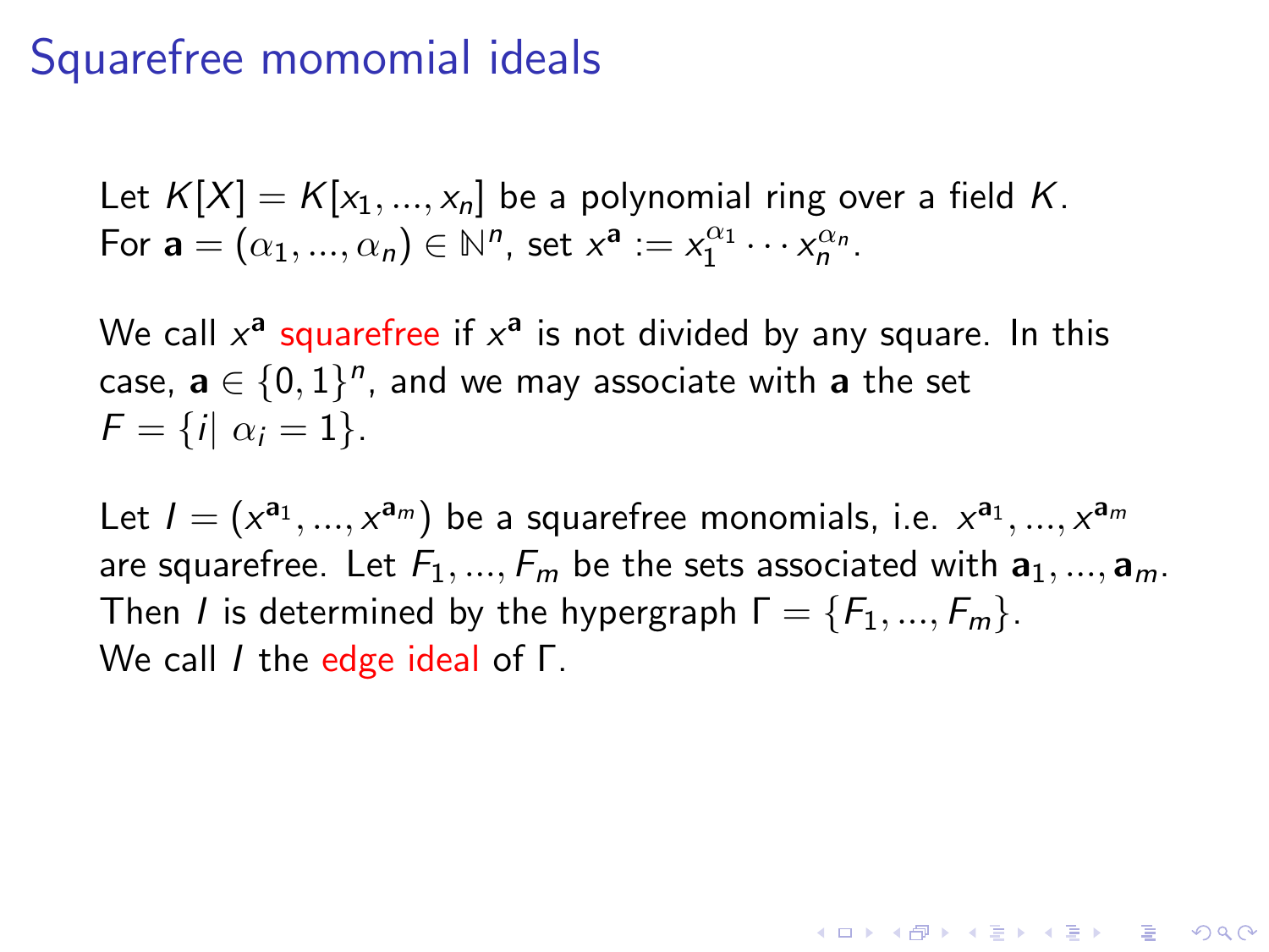# Squarefree momomial ideals

Let $K[X] = K[x_1, ..., x_n]$ be a polynomial ring over a field $K$.
For $\mathbf{a} = (\alpha_1, ..., \alpha_n) \in \mathbb{N}^n$, set $x^{\mathbf{a}} := x_1^{\alpha_1} \cdots x_n^{\alpha_n}$.

We call $x^{\mathbf{a}}$ squarefree if $x^{\mathbf{a}}$ is not divided by any square. In this case, $\mathbf{a} \in \{0, 1\}^n$, and we may associate with $\mathbf{a}$ the set $F = \{i | \ \alpha_i = 1\}$.

Let $I = (x^{\mathbf{a}_1}, ..., x^{\mathbf{a}_m})$ be a squarefree monomials, i.e. $x^{\mathbf{a}_1}, ..., x^{\mathbf{a}_m}$ are squarefree. Let $F_1, ..., F_m$ be the sets associated with $\mathbf{a}_1, ..., \mathbf{a}_m$. Then $I$ is determined by the hypergraph $\Gamma = \{F_1, ..., F_m\}$.
We call $I$ the edge ideal of $\Gamma$.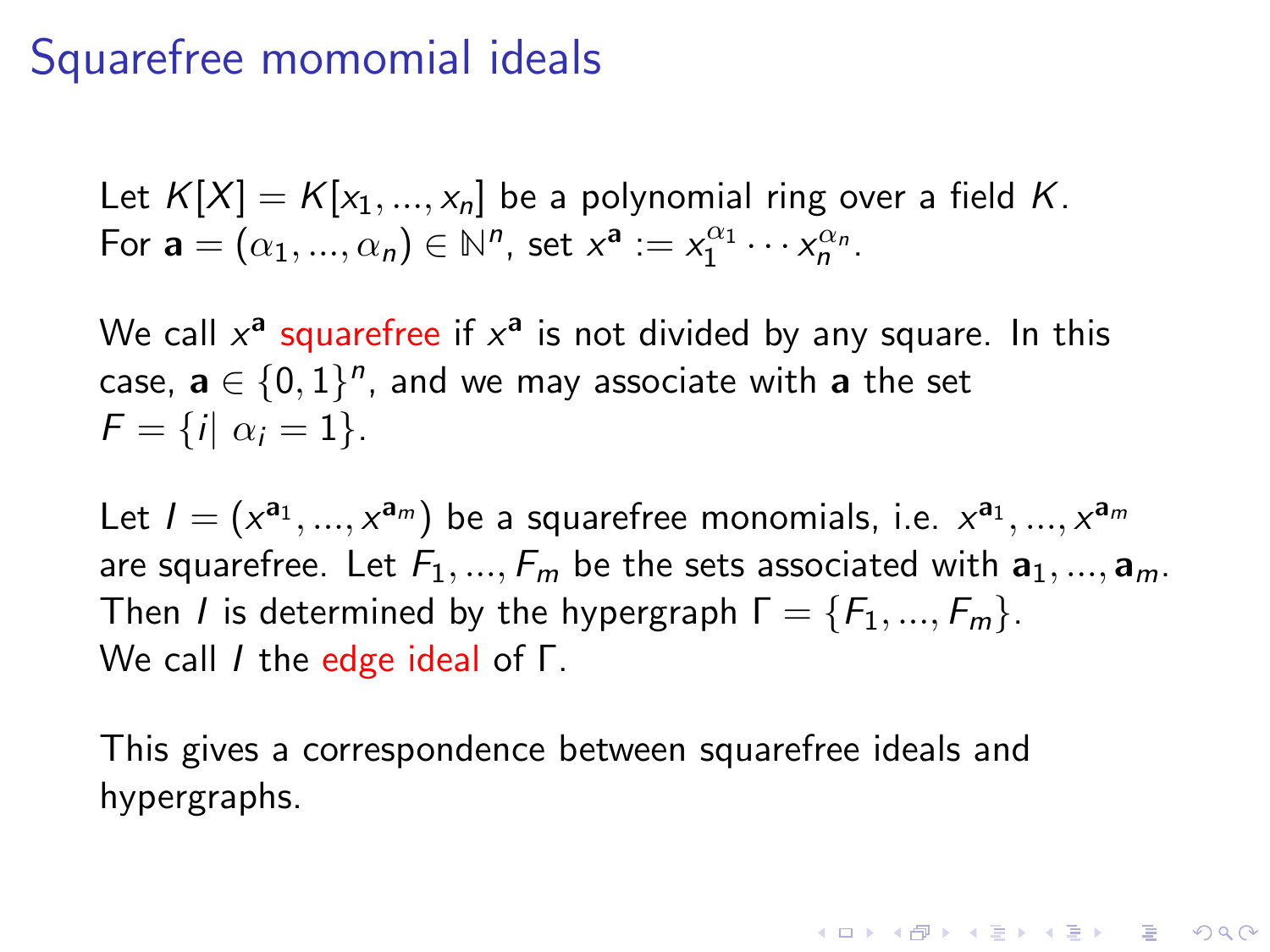# Squarefree momomial ideals

Let $K[X] = K[x_1, ..., x_n]$ be a polynomial ring over a field $K$.
For $\mathbf{a} = (\alpha_1, ..., \alpha_n) \in \mathbb{N}^n$, set $x^{\mathbf{a}} := x_1^{\alpha_1} \cdots x_n^{\alpha_n}$.

We call $x^{\mathbf{a}}$ squarefree if $x^{\mathbf{a}}$ is not divided by any square. In this case, $\mathbf{a} \in \{0, 1\}^n$, and we may associate with $\mathbf{a}$ the set $F = \{i | \ \alpha_i = 1\}$.

Let $I = (x^{\mathbf{a}_1}, ..., x^{\mathbf{a}_m})$ be a squarefree monomials, i.e. $x^{\mathbf{a}_1}, ..., x^{\mathbf{a}_m}$ are squarefree. Let $F_1, ..., F_m$ be the sets associated with $\mathbf{a}_1, ..., \mathbf{a}_m$.
Then $I$ is determined by the hypergraph $\Gamma = \{F_1, ..., F_m\}$.
We call $I$ the edge ideal of $\Gamma$.

This gives a correspondence between squarefree ideals and hypergraphs.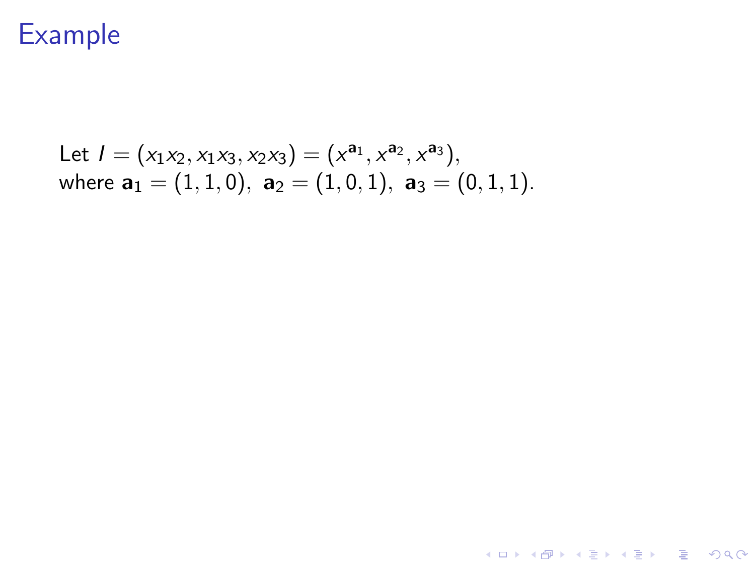# Example

Let $I = (x_1x_2, x_1x_3, x_2x_3) = (x^{\mathbf{a}_1}, x^{\mathbf{a}_2}, x^{\mathbf{a}_3})$,
where $\mathbf{a}_1 = (1, 1, 0)$, $\mathbf{a}_2 = (1, 0, 1)$, $\mathbf{a}_3 = (0, 1, 1)$.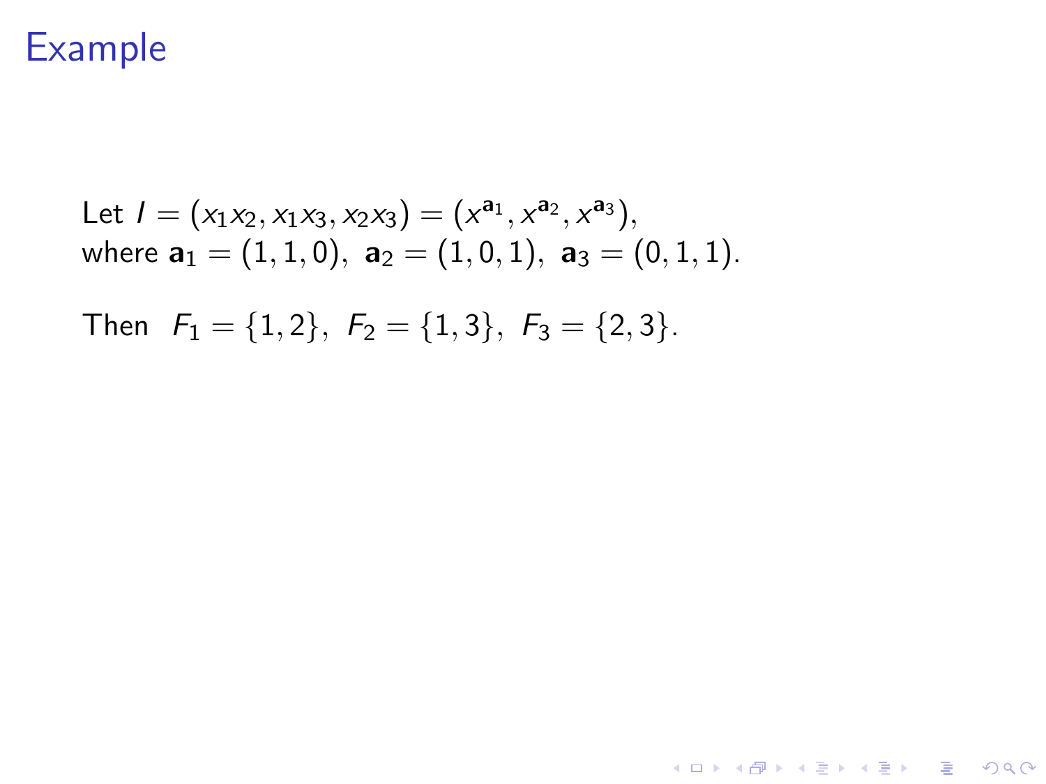# Example

Let $I = (x_1x_2, x_1x_3, x_2x_3) = (x^{\mathbf{a}_1}, x^{\mathbf{a}_2}, x^{\mathbf{a}_3})$,
where $\mathbf{a}_1 = (1, 1, 0),\ \mathbf{a}_2 = (1, 0, 1),\ \mathbf{a}_3 = (0, 1, 1)$.

Then $F_1 = \{1, 2\},\ F_2 = \{1, 3\},\ F_3 = \{2, 3\}$.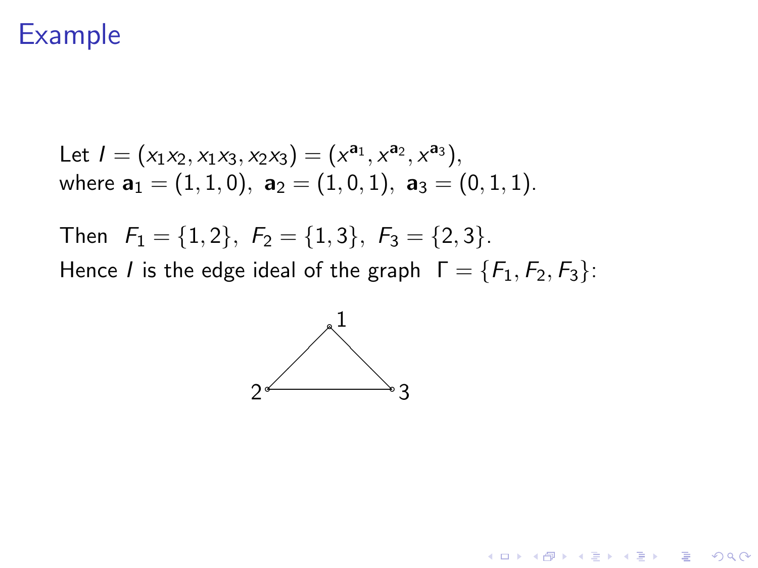# Example

Let $I = (x_1x_2, x_1x_3, x_2x_3) = (x^{\mathbf{a}_1}, x^{\mathbf{a}_2}, x^{\mathbf{a}_3})$,
where $\mathbf{a}_1 = (1,1,0)$, $\mathbf{a}_2 = (1,0,1)$, $\mathbf{a}_3 = (0,1,1)$.

Then $F_1 = \{1,2\}$, $F_2 = \{1,3\}$, $F_3 = \{2,3\}$.
Hence $I$ is the edge ideal of the graph $\Gamma = \{F_1, F_2, F_3\}$: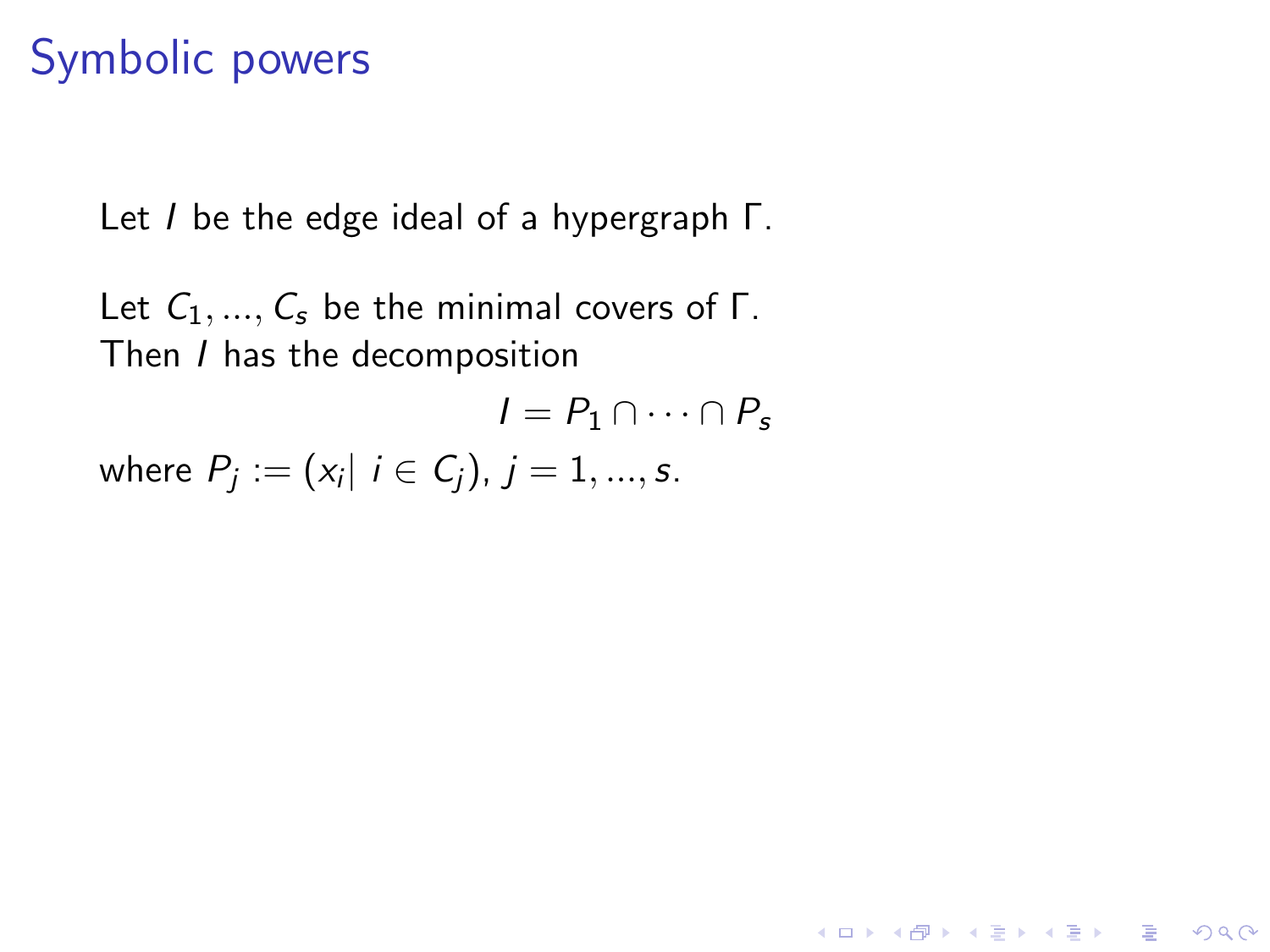# Symbolic powers

Let $I$ be the edge ideal of a hypergraph $\Gamma$.

Let $C_1, ..., C_s$ be the minimal covers of $\Gamma$.
Then $I$ has the decomposition

$$I = P_1 \cap \cdots \cap P_s$$

where $P_j := (x_i | \ i \in C_j)$, $j = 1, ..., s$.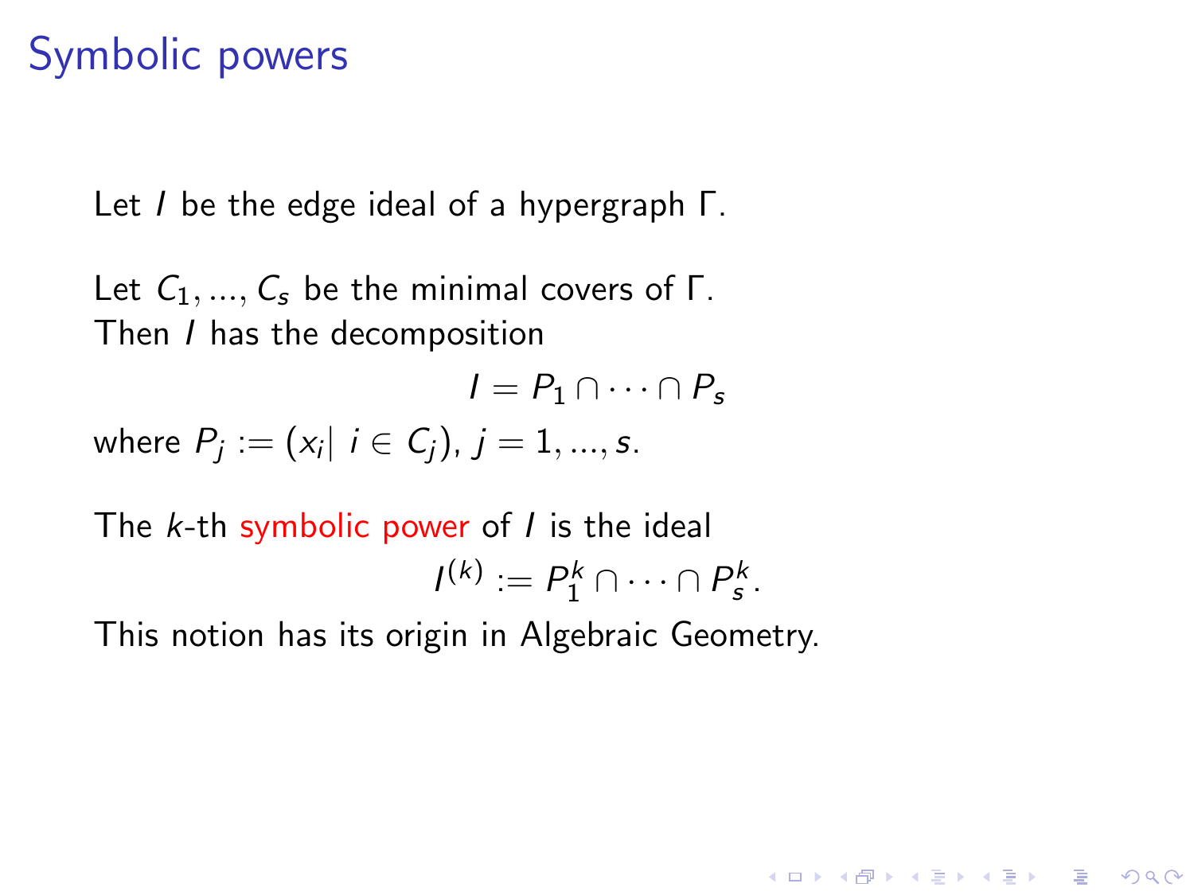# Symbolic powers

Let $I$ be the edge ideal of a hypergraph $\Gamma$.

Let $C_1, ..., C_s$ be the minimal covers of $\Gamma$.
Then $I$ has the decomposition

$$I = P_1 \cap \cdots \cap P_s$$

where $P_j := (x_i|\ i \in C_j)$, $j = 1, ..., s$.

The $k$-th symbolic power of $I$ is the ideal

$$I^{(k)} := P_1^k \cap \cdots \cap P_s^k.$$

This notion has its origin in Algebraic Geometry.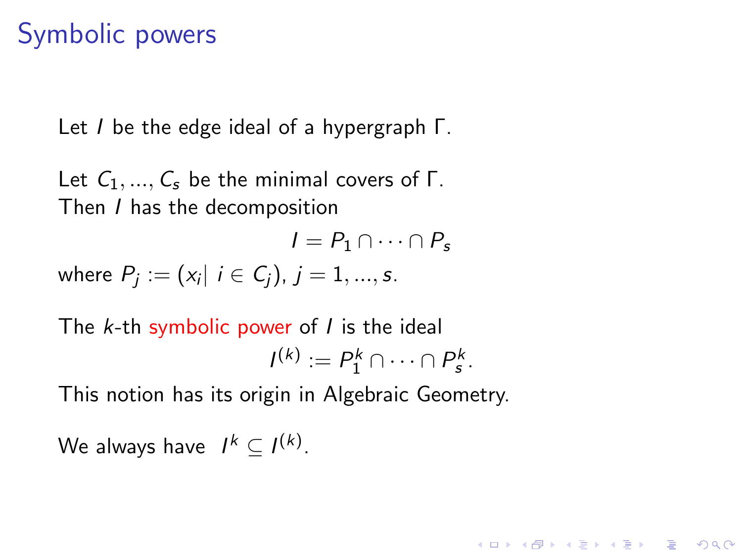# Symbolic powers

Let $I$ be the edge ideal of a hypergraph $\Gamma$.

Let $C_1, ..., C_s$ be the minimal covers of $\Gamma$.
Then $I$ has the decomposition

$$I = P_1 \cap \cdots \cap P_s$$

where $P_j := (x_i |\ i \in C_j)$, $j = 1, ..., s$.

The $k$-th symbolic power of $I$ is the ideal

$$I^{(k)} := P_1^k \cap \cdots \cap P_s^k.$$

This notion has its origin in Algebraic Geometry.

We always have $I^k \subseteq I^{(k)}$.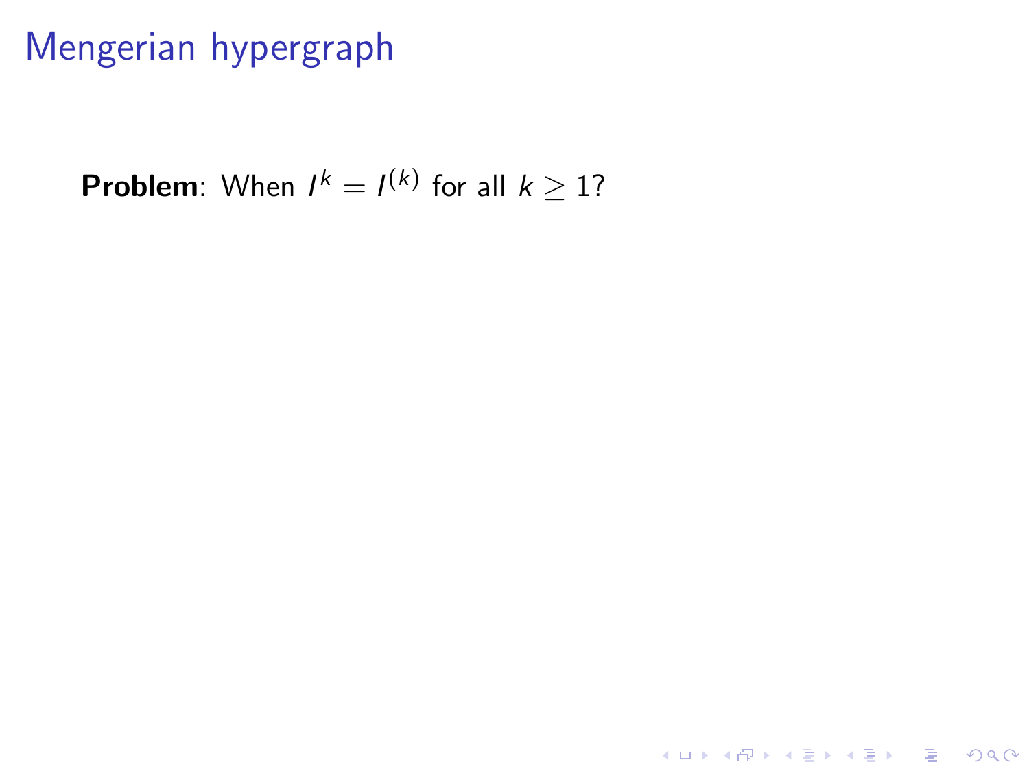# Mengerian hypergraph

**Problem**: When $I^k = I^{(k)}$ for all $k \geq 1$?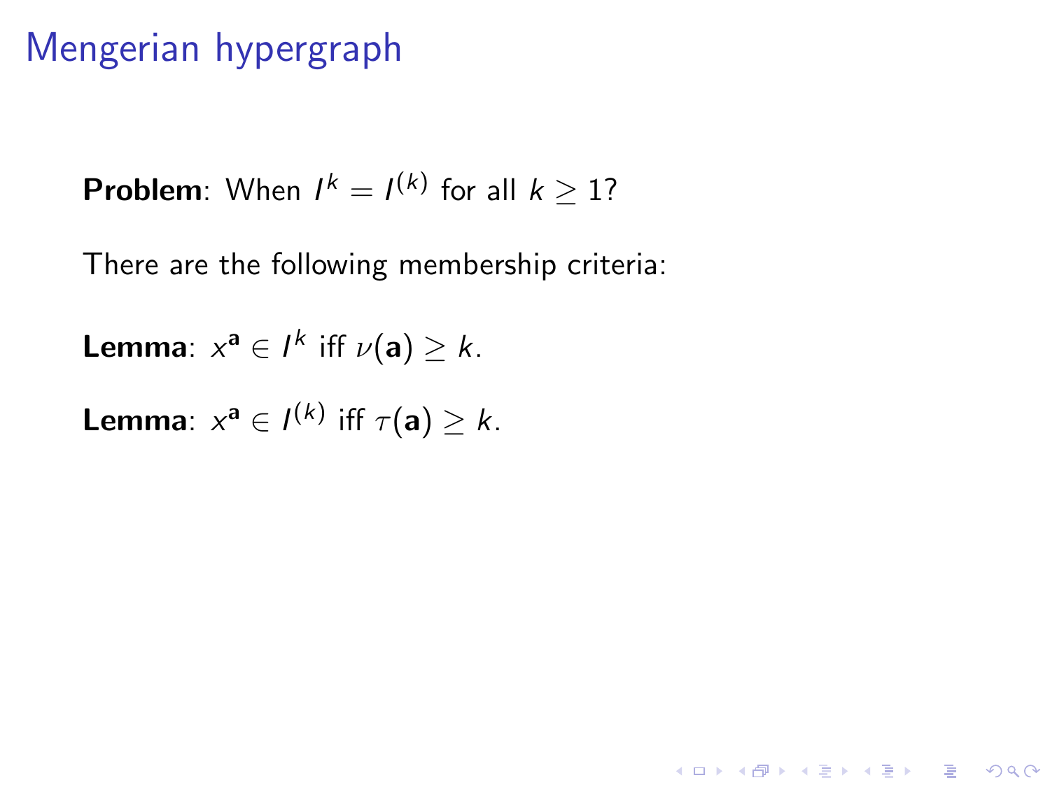# Mengerian hypergraph

**Problem**: When $I^k = I^{(k)}$ for all $k \geq 1$?

There are the following membership criteria:

**Lemma**: $x^{\mathbf{a}} \in I^k$ iff $\nu(\mathbf{a}) \geq k$.

**Lemma**: $x^{\mathbf{a}} \in I^{(k)}$ iff $\tau(\mathbf{a}) \geq k$.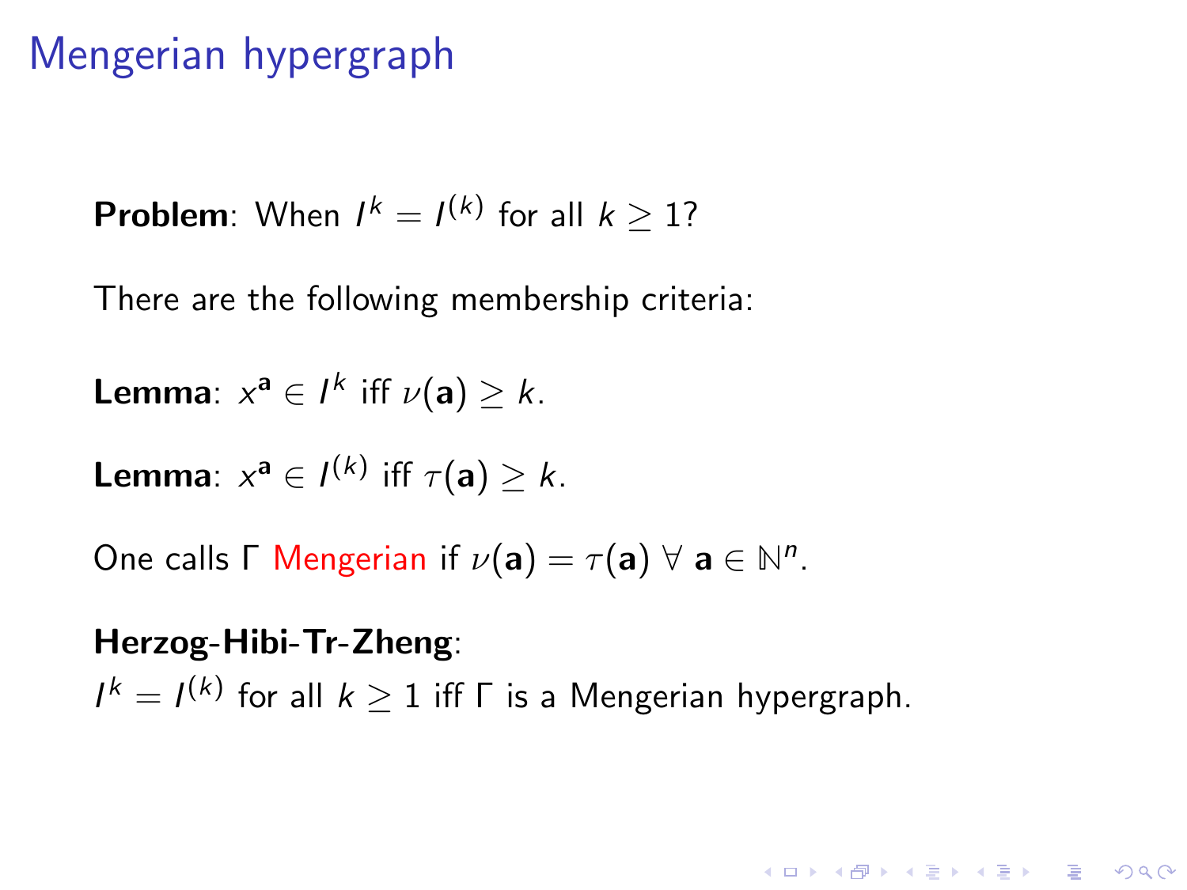# Mengerian hypergraph

**Problem**: When $I^k = I^{(k)}$ for all $k \geq 1$?

There are the following membership criteria:

**Lemma**: $x^{\mathbf{a}} \in I^k$ iff $\nu(\mathbf{a}) \geq k$.

**Lemma**: $x^{\mathbf{a}} \in I^{(k)}$ iff $\tau(\mathbf{a}) \geq k$.

One calls $\Gamma$ Mengerian if $\nu(\mathbf{a}) = \tau(\mathbf{a}) \ \forall \ \mathbf{a} \in \mathbb{N}^n$.

**Herzog-Hibi-Tr-Zheng**:
$I^k = I^{(k)}$ for all $k \geq 1$ iff $\Gamma$ is a Mengerian hypergraph.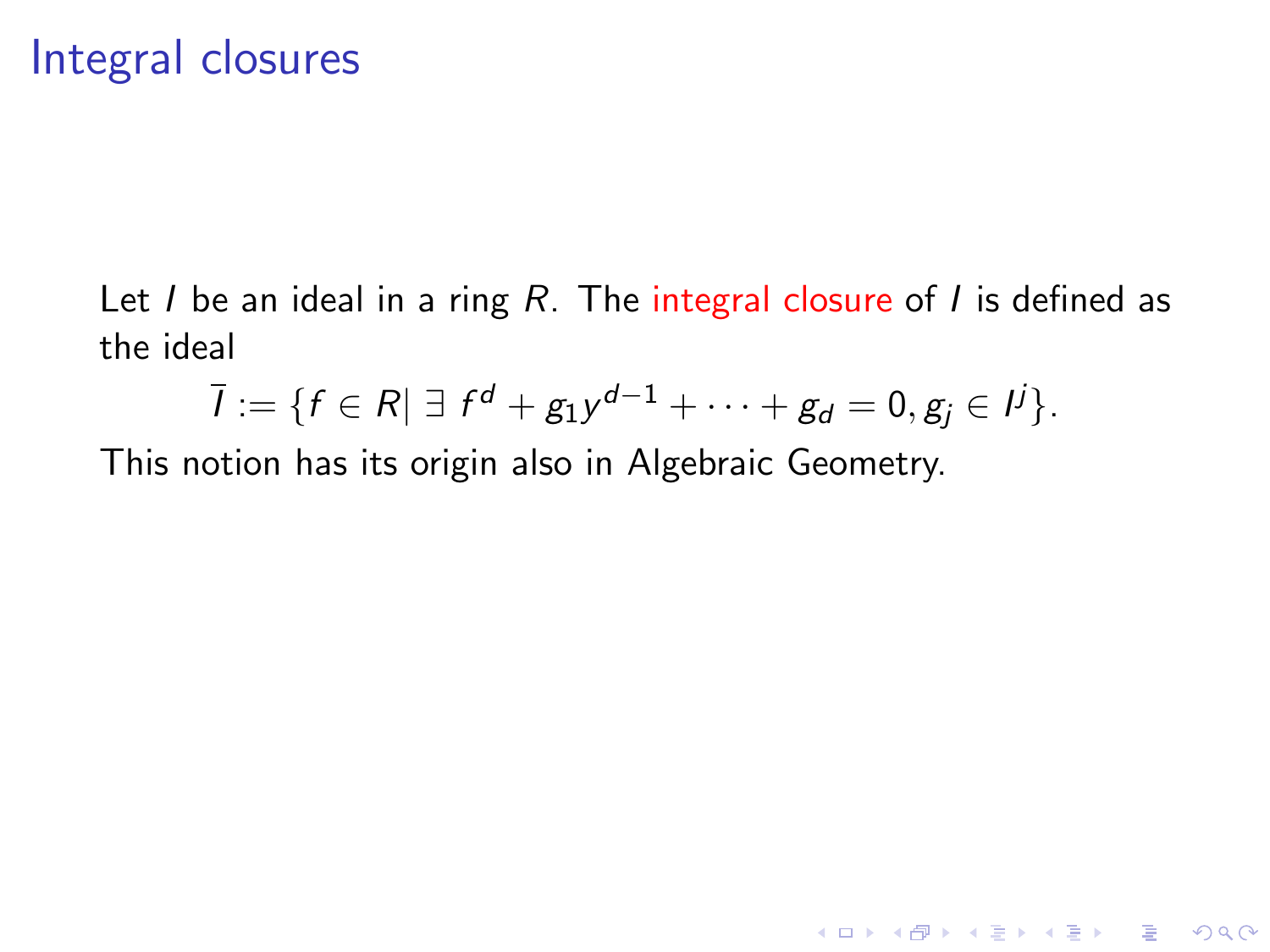# Integral closures

Let $I$ be an ideal in a ring $R$. The integral closure of $I$ is defined as the ideal

$$\bar{I} := \{f \in R | \ \exists \ f^d + g_1 y^{d-1} + \cdots + g_d = 0, g_j \in I^j\}.$$

This notion has its origin also in Algebraic Geometry.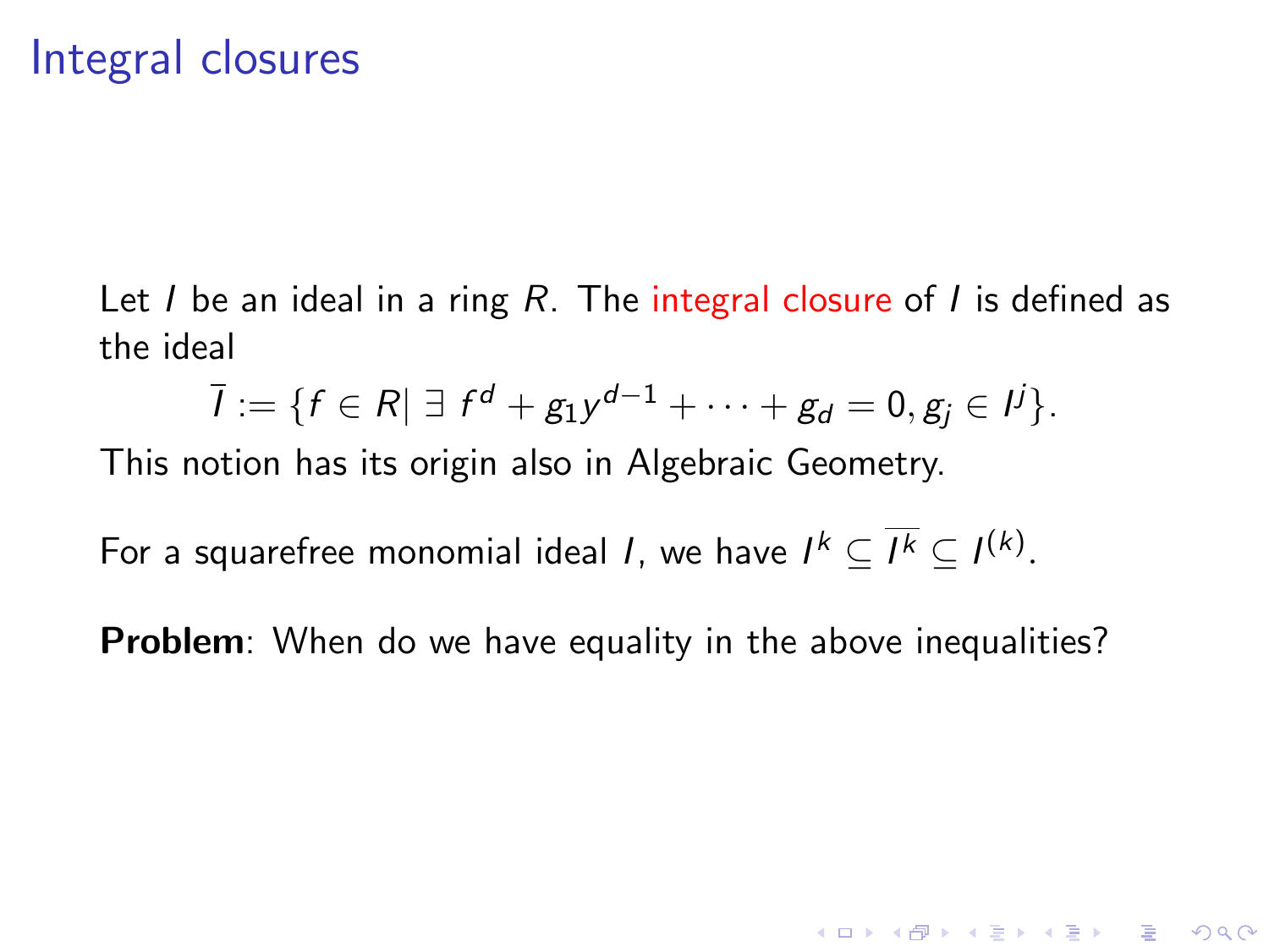# Integral closures

Let $I$ be an ideal in a ring $R$. The integral closure of $I$ is defined as the ideal

$$\overline{I} := \{f \in R | \ \exists \ f^d + g_1 y^{d-1} + \cdots + g_d = 0, g_j \in I^j\}.$$

This notion has its origin also in Algebraic Geometry.

For a squarefree monomial ideal $I$, we have $I^k \subseteq \overline{I^k} \subseteq I^{(k)}$.

**Problem**: When do we have equality in the above inequalities?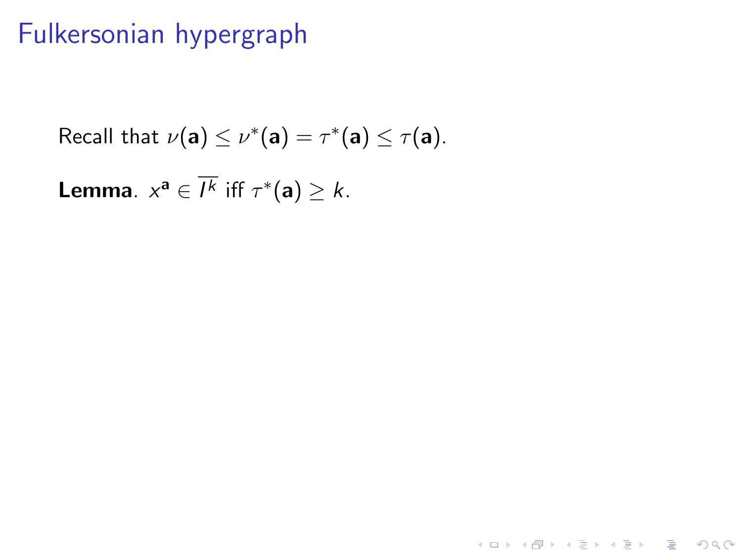# Fulkersonian hypergraph

Recall that $\nu(\mathbf{a}) \leq \nu^*(\mathbf{a}) = \tau^*(\mathbf{a}) \leq \tau(\mathbf{a})$.

**Lemma**. $x^{\mathbf{a}} \in \overline{I^k}$ iff $\tau^*(\mathbf{a}) \geq k$.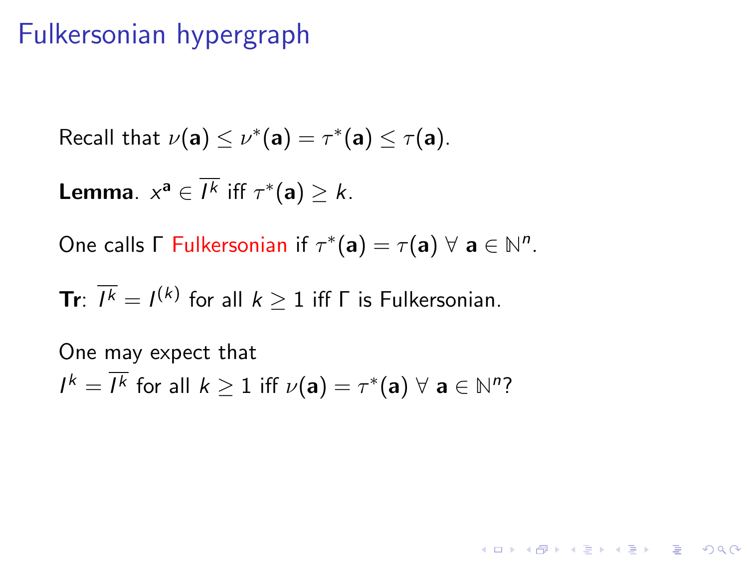# Fulkersonian hypergraph

Recall that $\nu(\mathbf{a}) \leq \nu^*(\mathbf{a}) = \tau^*(\mathbf{a}) \leq \tau(\mathbf{a})$.

**Lemma**. $x^{\mathbf{a}} \in \overline{I^k}$ iff $\tau^*(\mathbf{a}) \geq k$.

One calls $\Gamma$ Fulkersonian if $\tau^*(\mathbf{a}) = \tau(\mathbf{a}) \; \forall \; \mathbf{a} \in \mathbb{N}^n$.

**Tr**: $\overline{I^k} = I^{(k)}$ for all $k \geq 1$ iff $\Gamma$ is Fulkersonian.

One may expect that
$I^k = \overline{I^k}$ for all $k \geq 1$ iff $\nu(\mathbf{a}) = \tau^*(\mathbf{a}) \; \forall \; \mathbf{a} \in \mathbb{N}^n$?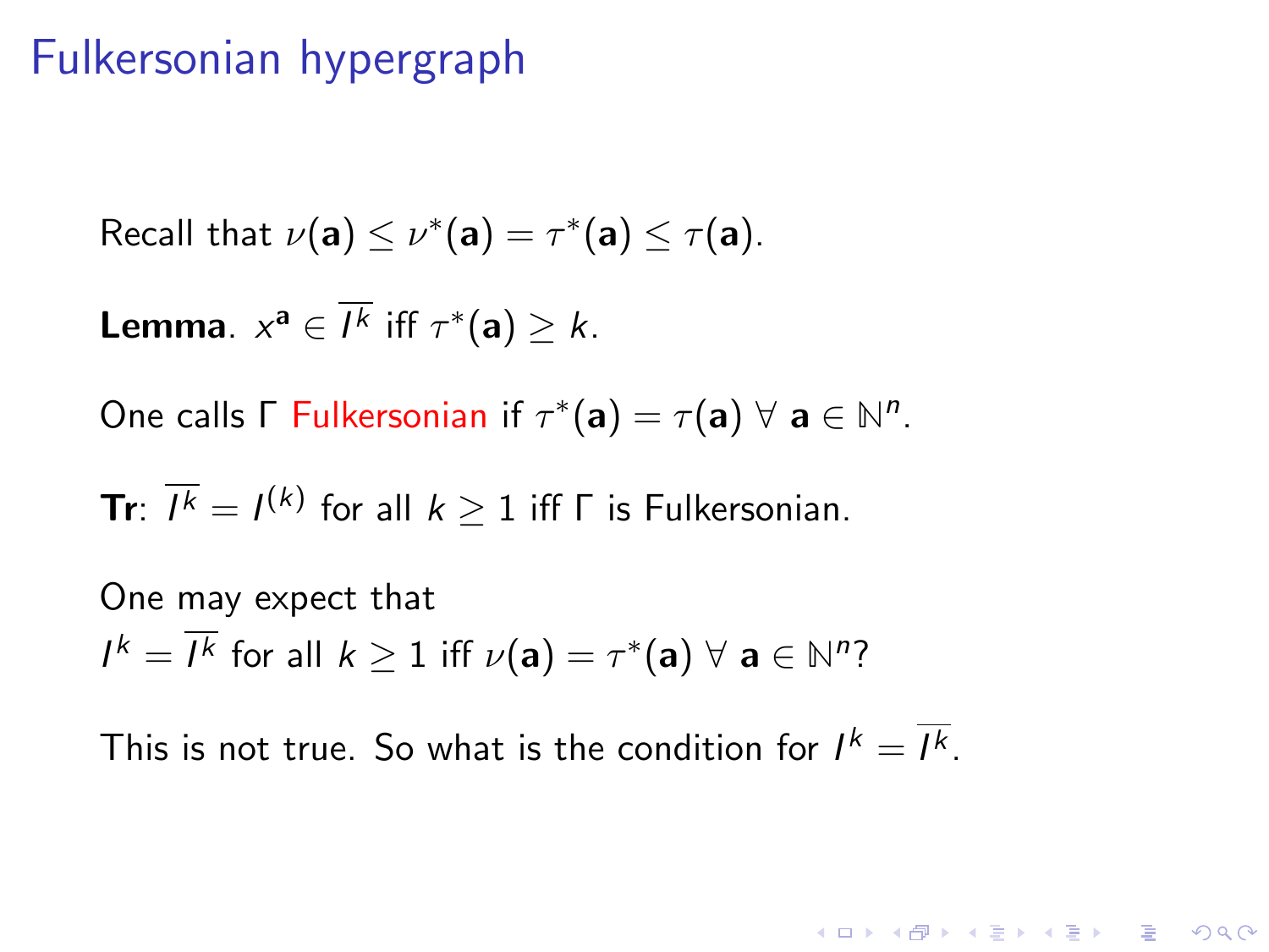# Fulkersonian hypergraph

Recall that $\nu(\mathbf{a}) \leq \nu^*(\mathbf{a}) = \tau^*(\mathbf{a}) \leq \tau(\mathbf{a})$.

**Lemma**. $x^{\mathbf{a}} \in \overline{I^k}$ iff $\tau^*(\mathbf{a}) \geq k$.

One calls $\Gamma$ Fulkersonian if $\tau^*(\mathbf{a}) = \tau(\mathbf{a}) \ \forall \ \mathbf{a} \in \mathbb{N}^n$.

**Tr**: $\overline{I^k} = I^{(k)}$ for all $k \geq 1$ iff $\Gamma$ is Fulkersonian.

One may expect that
$I^k = \overline{I^k}$ for all $k \geq 1$ iff $\nu(\mathbf{a}) = \tau^*(\mathbf{a}) \ \forall \ \mathbf{a} \in \mathbb{N}^n$?

This is not true. So what is the condition for $I^k = \overline{I^k}$.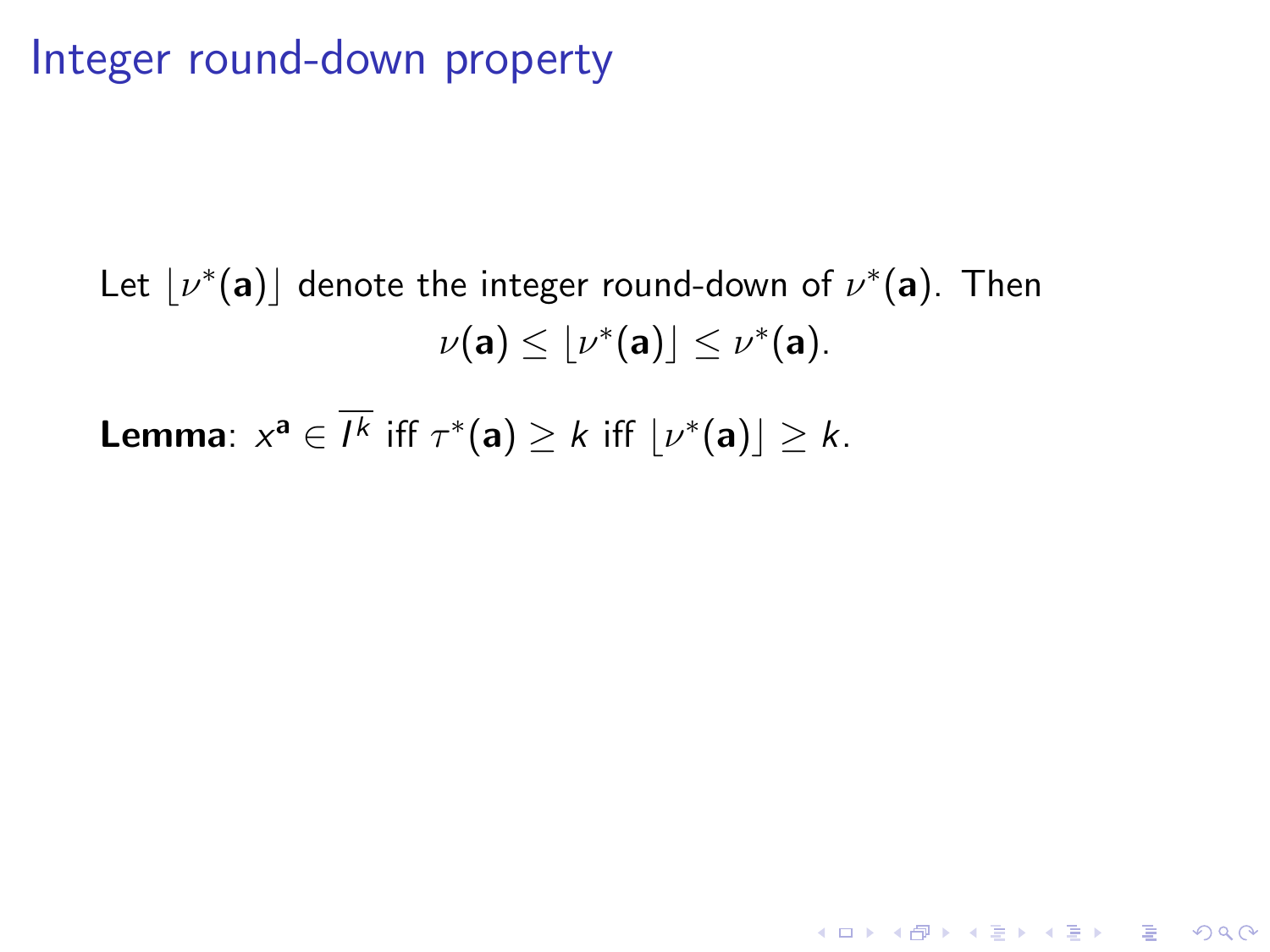# Integer round-down property

Let $\lfloor \nu^*(\mathbf{a}) \rfloor$ denote the integer round-down of $\nu^*(\mathbf{a})$. Then

$$\nu(\mathbf{a}) \leq \lfloor \nu^*(\mathbf{a}) \rfloor \leq \nu^*(\mathbf{a}).$$

**Lemma**: $x^{\mathbf{a}} \in \overline{I^k}$ iff $\tau^*(\mathbf{a}) \geq k$ iff $\lfloor \nu^*(\mathbf{a}) \rfloor \geq k$.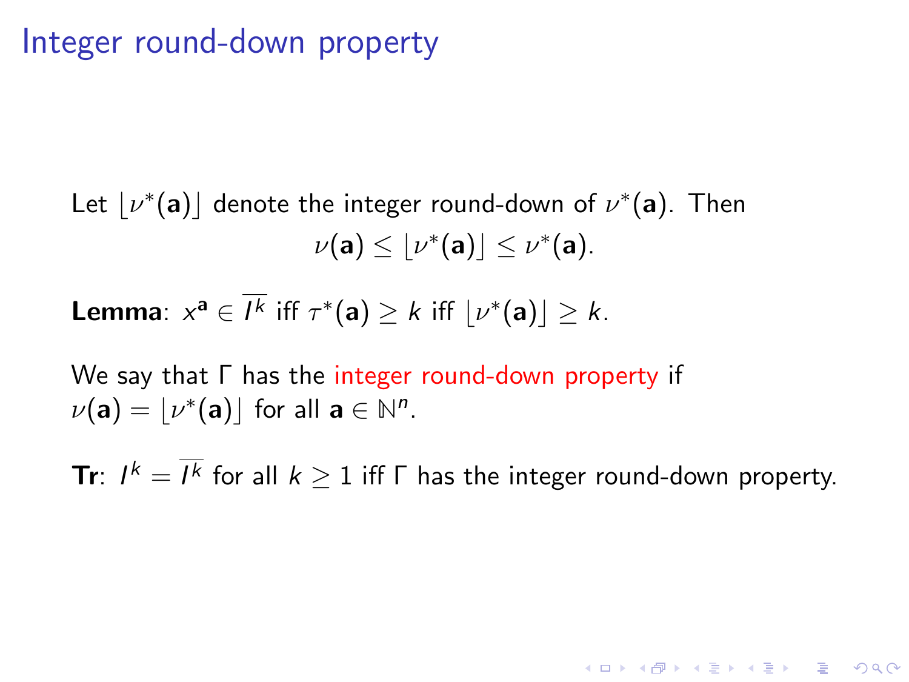# Integer round-down property

Let $\lfloor \nu^*(\mathbf{a}) \rfloor$ denote the integer round-down of $\nu^*(\mathbf{a})$. Then

$$\nu(\mathbf{a}) \leq \lfloor \nu^*(\mathbf{a}) \rfloor \leq \nu^*(\mathbf{a}).$$

**Lemma**: $x^{\mathbf{a}} \in \overline{I^k}$ iff $\tau^*(\mathbf{a}) \geq k$ iff $\lfloor \nu^*(\mathbf{a}) \rfloor \geq k$.

We say that $\Gamma$ has the integer round-down property if $\nu(\mathbf{a}) = \lfloor \nu^*(\mathbf{a}) \rfloor$ for all $\mathbf{a} \in \mathbb{N}^n$.

**Tr**: $I^k = \overline{I^k}$ for all $k \geq 1$ iff $\Gamma$ has the integer round-down property.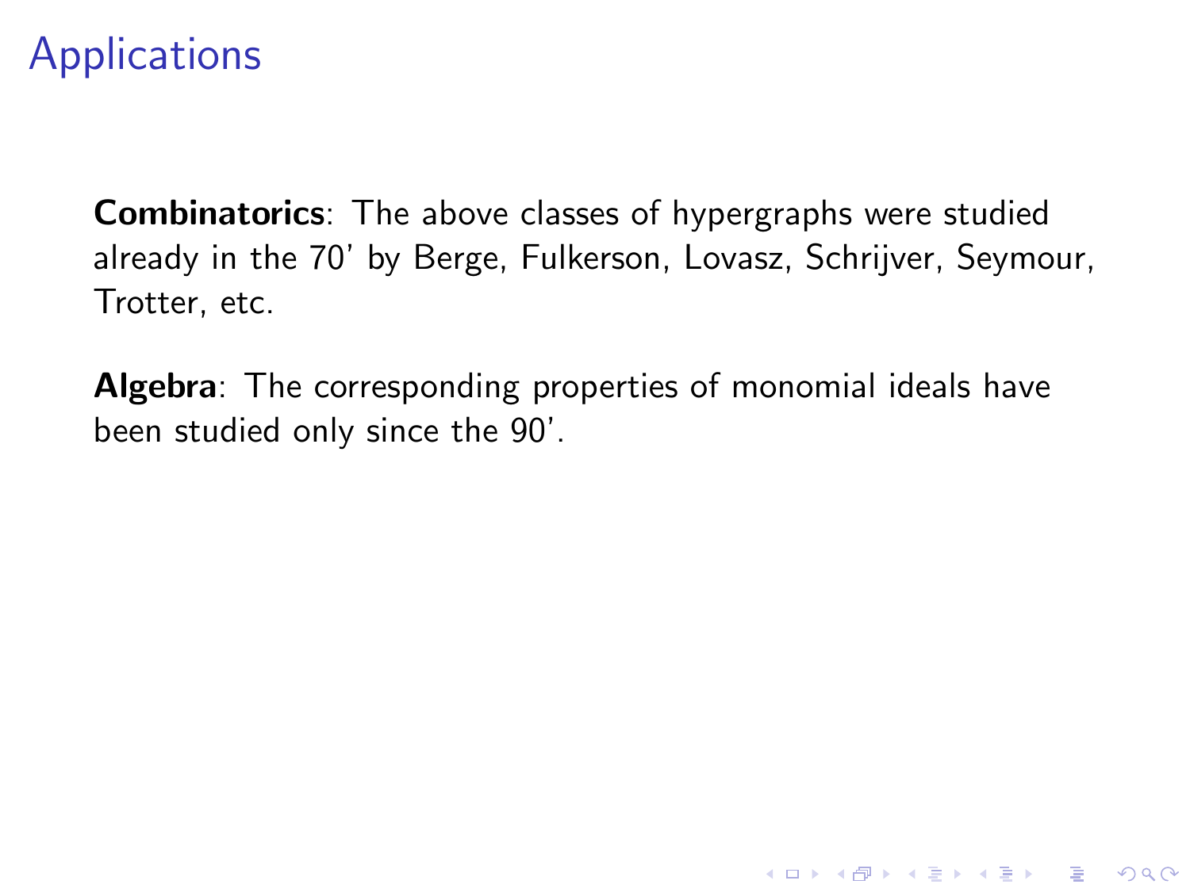# Applications

**Combinatorics**: The above classes of hypergraphs were studied already in the 70' by Berge, Fulkerson, Lovasz, Schrijver, Seymour, Trotter, etc.

**Algebra**: The corresponding properties of monomial ideals have been studied only since the 90'.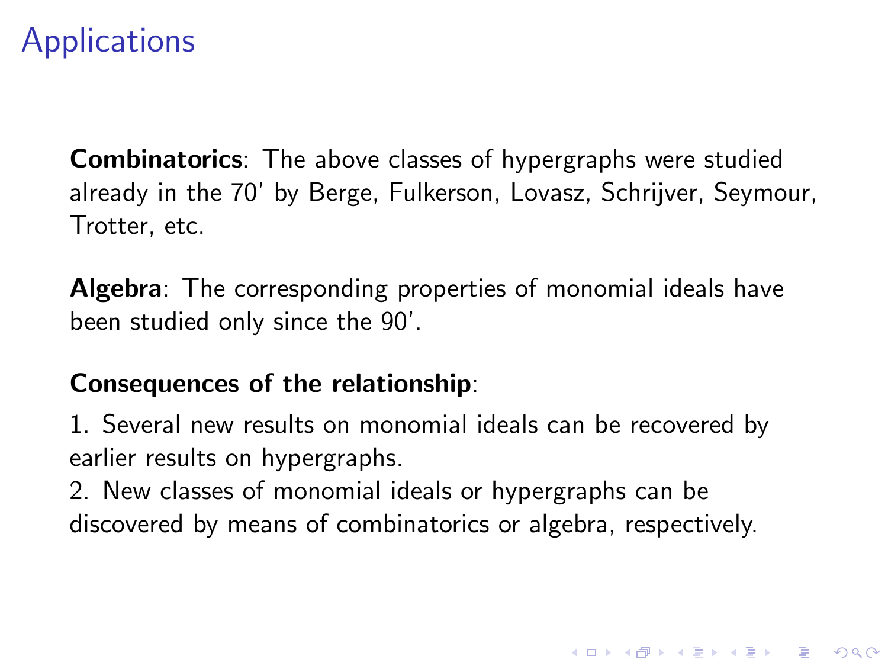# Applications

**Combinatorics**: The above classes of hypergraphs were studied already in the 70' by Berge, Fulkerson, Lovasz, Schrijver, Seymour, Trotter, etc.

**Algebra**: The corresponding properties of monomial ideals have been studied only since the 90'.

**Consequences of the relationship**:

1. Several new results on monomial ideals can be recovered by earlier results on hypergraphs.
2. New classes of monomial ideals or hypergraphs can be discovered by means of combinatorics or algebra, respectively.